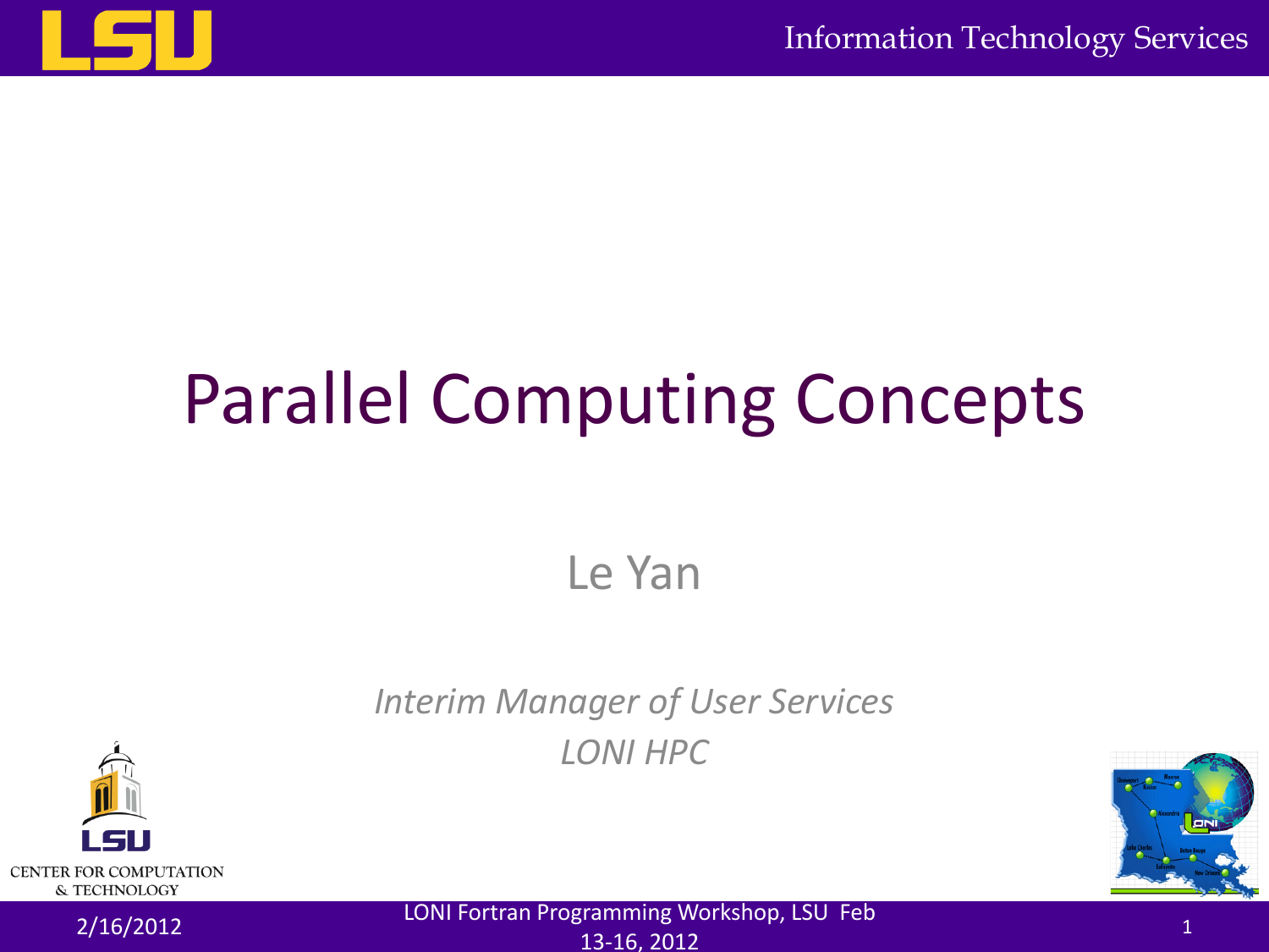# Parallel Computing Concepts

Le Yan

*Interim Manager of User Services*

*LONI HPC*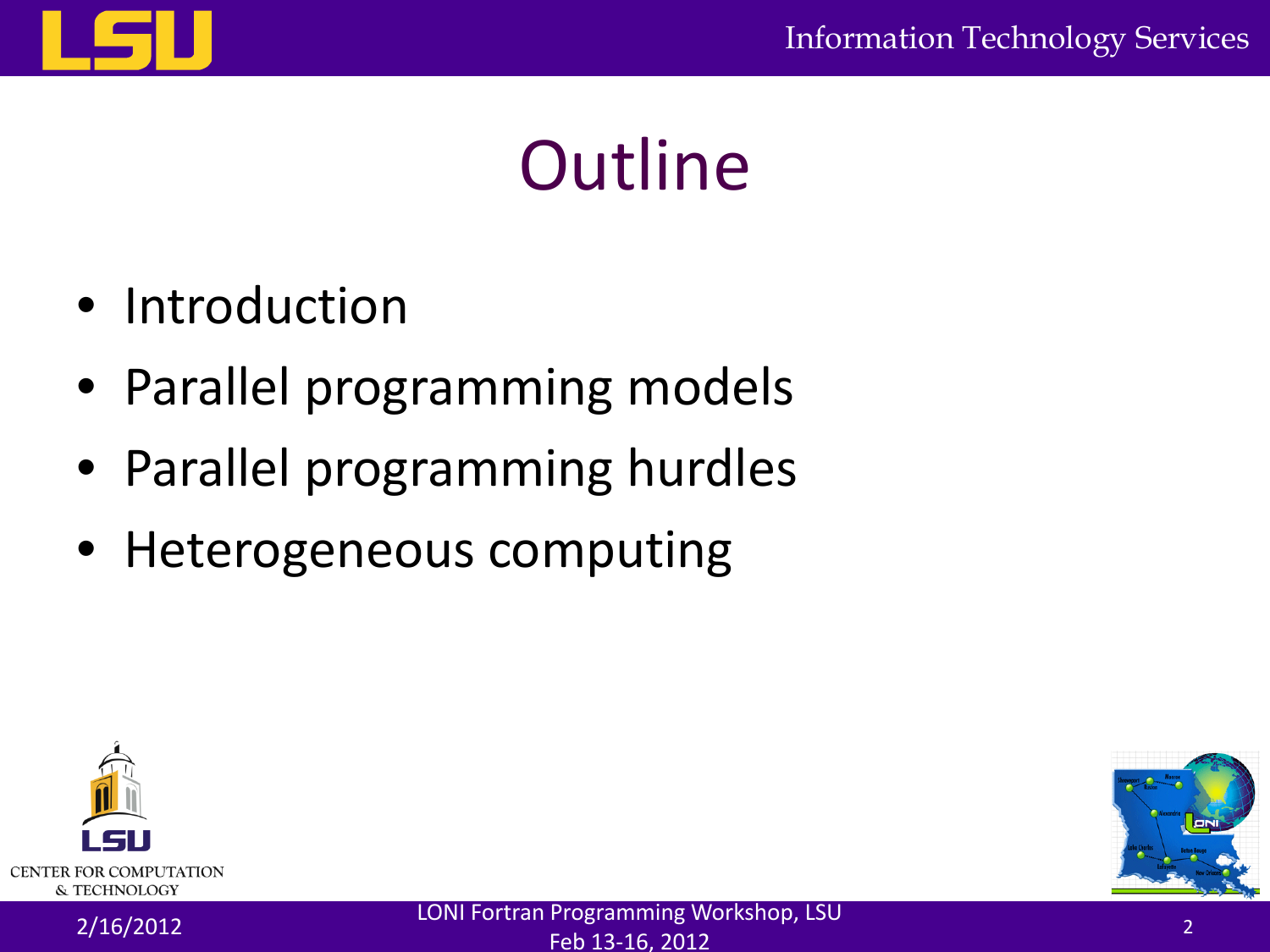# Outline

- Introduction
- Parallel programming models
- Parallel programming hurdles
- Heterogeneous computing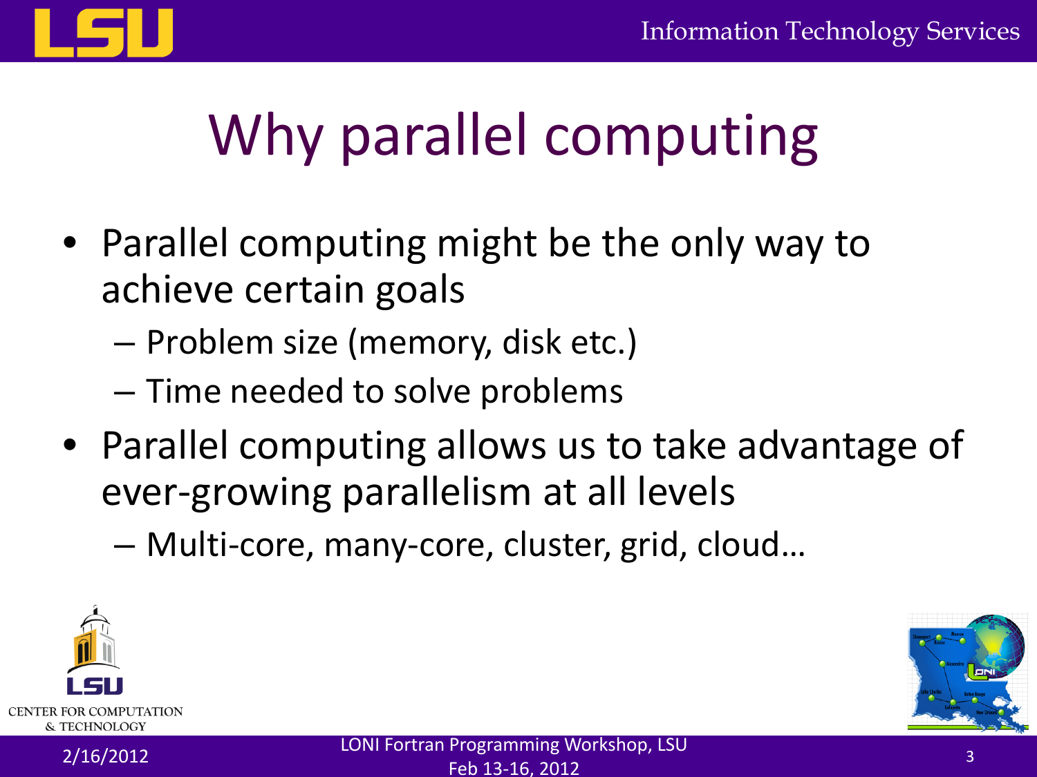# Why parallel computing

- Parallel computing might be the only way to achieve certain goals
  - Problem size (memory, disk etc.)
  - Time needed to solve problems
- Parallel computing allows us to take advantage of ever-growing parallelism at all levels
  - Multi-core, many-core, cluster, grid, cloud…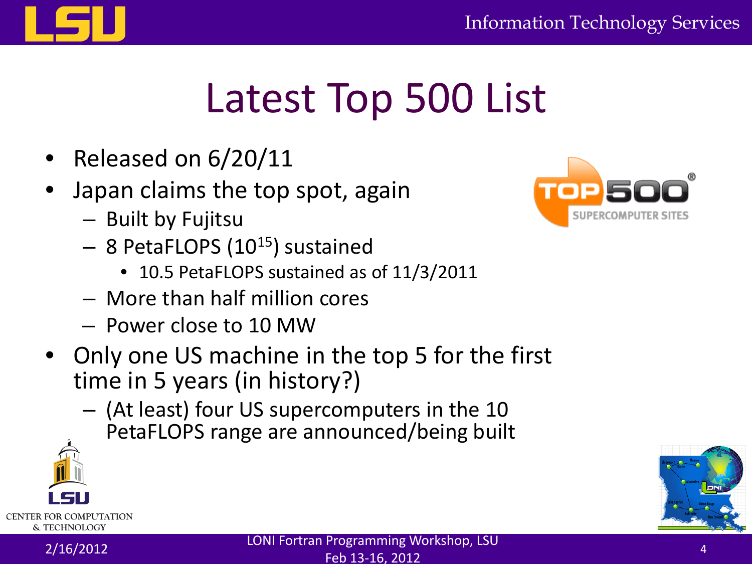# Latest Top 500 List

- Released on 6/20/11
- Japan claims the top spot, again
  - Built by Fujitsu
  - 8 PetaFLOPS ($10^{15}$) sustained
    - 10.5 PetaFLOPS sustained as of 11/3/2011
  - More than half million cores
  - Power close to 10 MW
- Only one US machine in the top 5 for the first time in 5 years (in history?)
  - (At least) four US supercomputers in the 10 PetaFLOPS range are announced/being built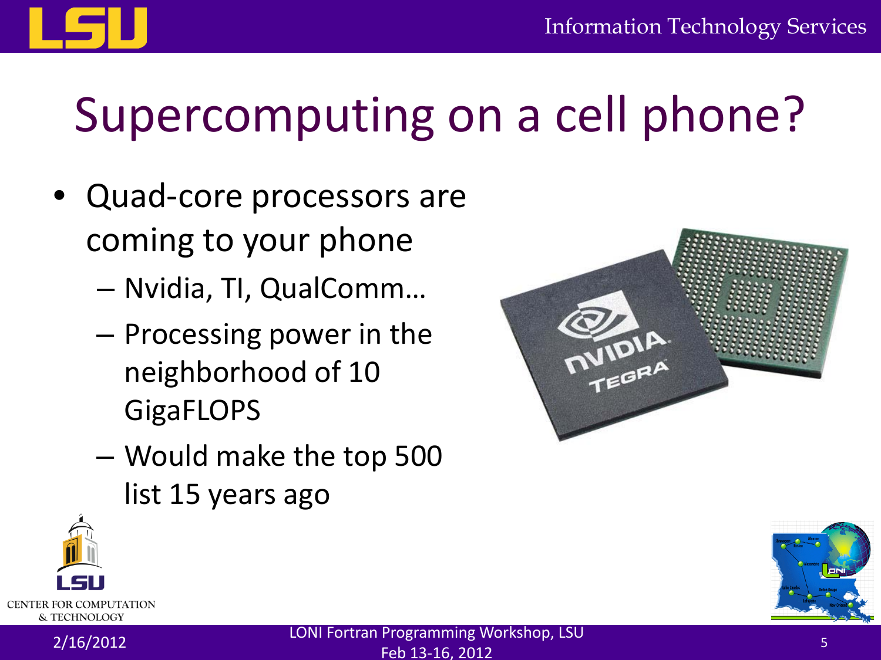# Supercomputing on a cell phone?

- Quad-core processors are coming to your phone
  - Nvidia, TI, QualComm…
  - Processing power in the neighborhood of 10 GigaFLOPS
  - Would make the top 500 list 15 years ago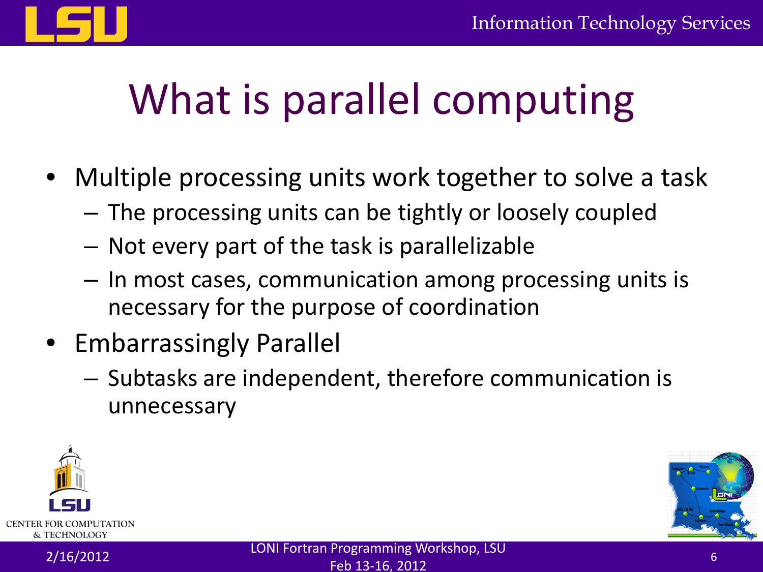# What is parallel computing

- Multiple processing units work together to solve a task
  - The processing units can be tightly or loosely coupled
  - Not every part of the task is parallelizable
  - In most cases, communication among processing units is necessary for the purpose of coordination
- Embarrassingly Parallel
  - Subtasks are independent, therefore communication is unnecessary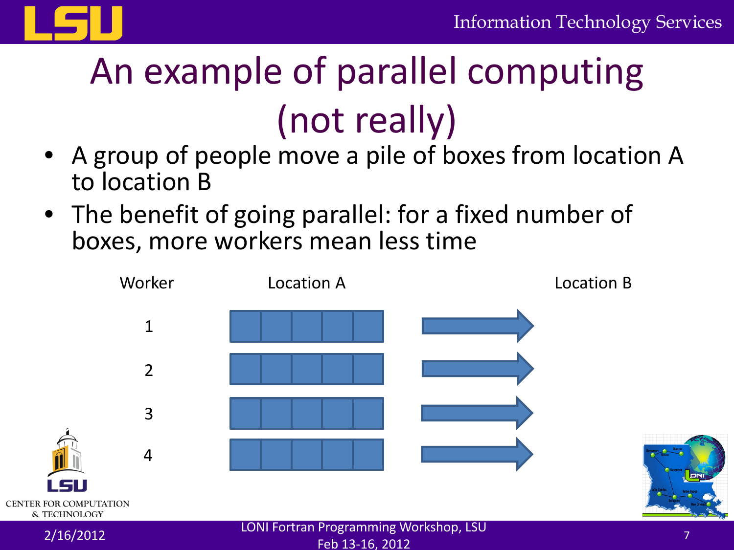# An example of parallel computing (not really)

- A group of people move a pile of boxes from location A to location B
- The benefit of going parallel: for a fixed number of boxes, more workers mean less time

| Worker | Location A | | Location B |
|---|---|---|---|
| 1 | | | |
| 2 | | | |
| 3 | | | |
| 4 | | | |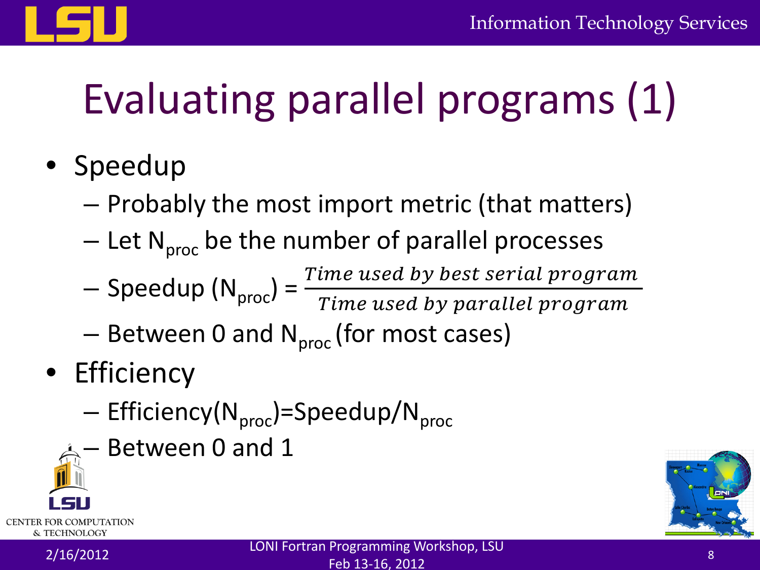# Evaluating parallel programs (1)

- Speedup
  - Probably the most import metric (that matters)
  - Let $N_{proc}$ be the number of parallel processes
  - Speedup ($N_{proc}$) = $\frac{\text{Time used by best serial program}}{\text{Time used by parallel program}}$
  - Between 0 and $N_{proc}$ (for most cases)
- Efficiency
  - Efficiency($N_{proc}$)=Speedup/$N_{proc}$
  - Between 0 and 1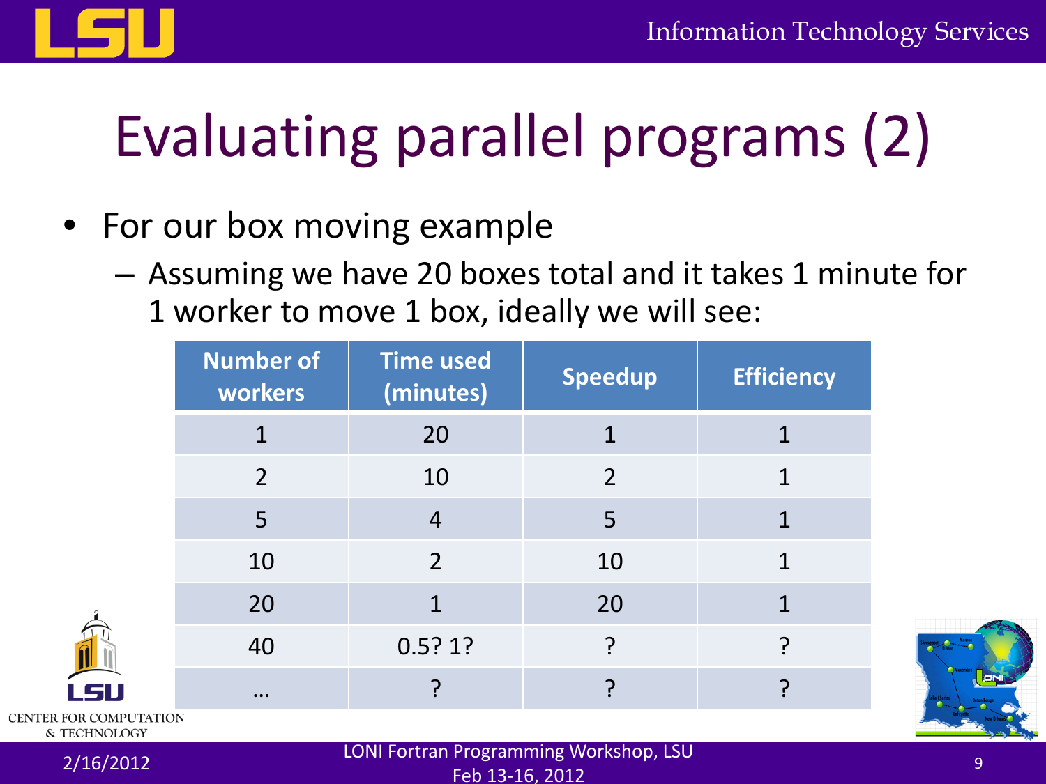# Evaluating parallel programs (2)

- For our box moving example
  - Assuming we have 20 boxes total and it takes 1 minute for 1 worker to move 1 box, ideally we will see:

| Number of workers | Time used (minutes) | Speedup | Efficiency |
|---|---|---|---|
| 1 | 20 | 1 | 1 |
| 2 | 10 | 2 | 1 |
| 5 | 4 | 5 | 1 |
| 10 | 2 | 10 | 1 |
| 20 | 1 | 20 | 1 |
| 40 | 0.5? 1? | ? | ? |
| … | ? | ? | ? |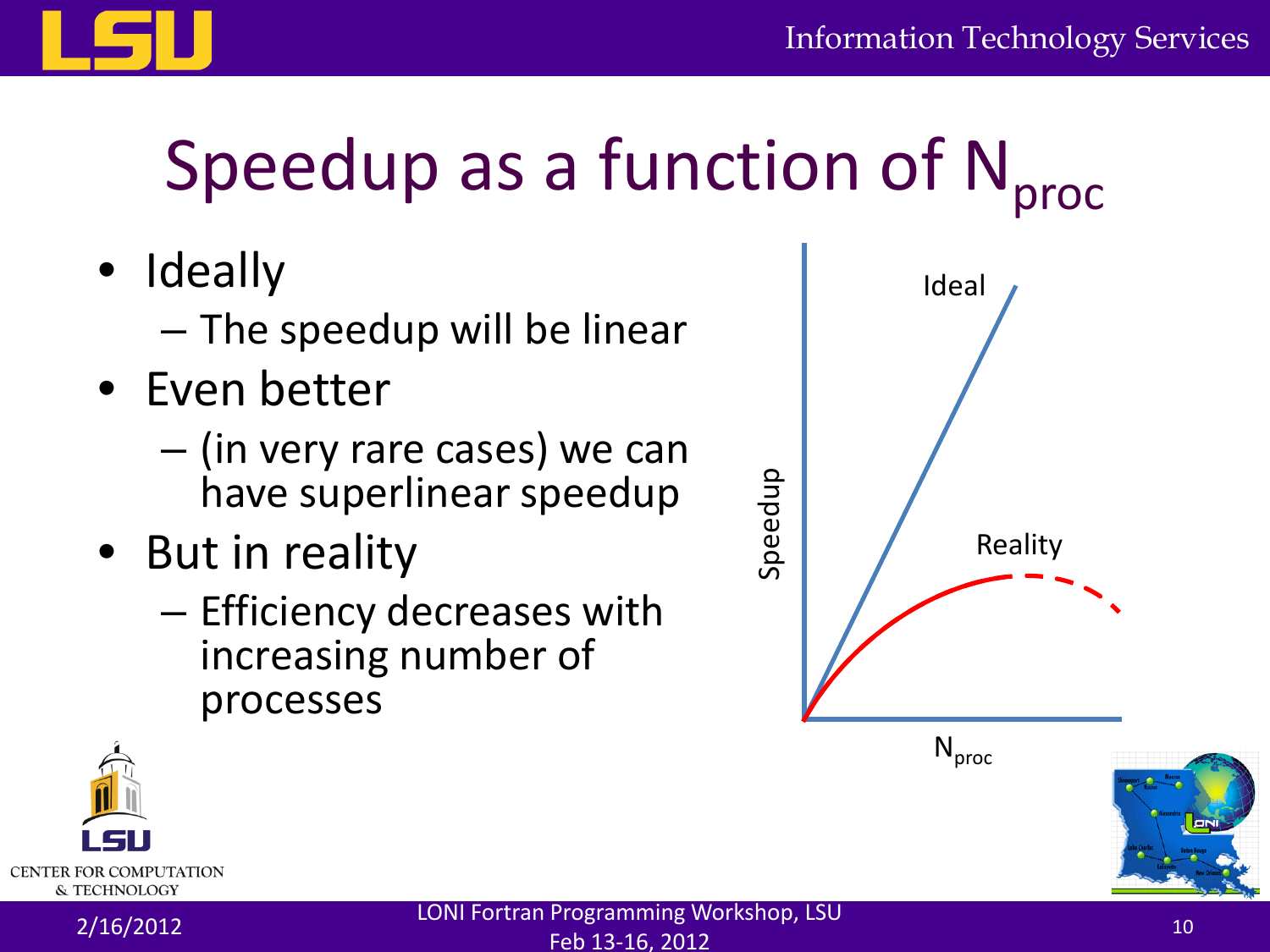# Speedup as a function of $N_{proc}$

- Ideally
  - The speedup will be linear
- Even better
  - (in very rare cases) we can have superlinear speedup
- But in reality
  - Efficiency decreases with increasing number of processes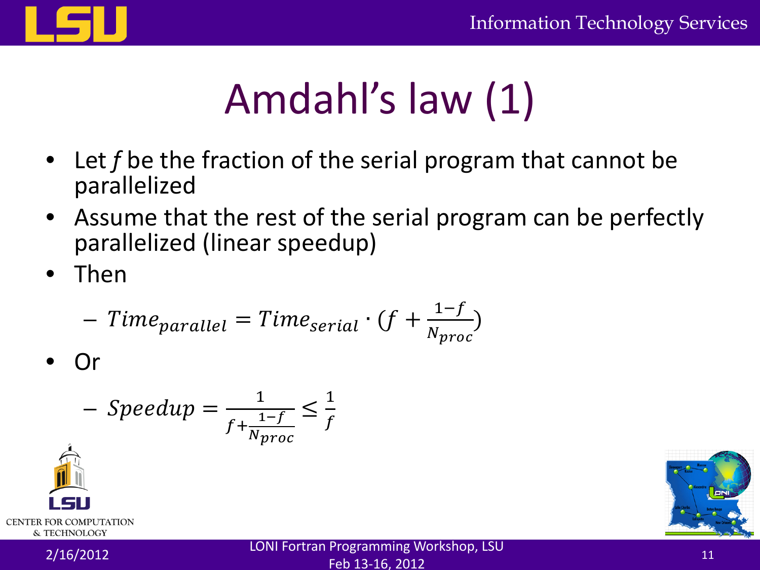# Amdahl's law (1)

- Let $f$ be the fraction of the serial program that cannot be parallelized
- Assume that the rest of the serial program can be perfectly parallelized (linear speedup)
- Then
  - $Time_{parallel} = Time_{serial} \cdot (f + \frac{1-f}{N_{proc}})$
- Or
  - $Speedup = \frac{1}{f + \frac{1-f}{N_{proc}}} \leq \frac{1}{f}$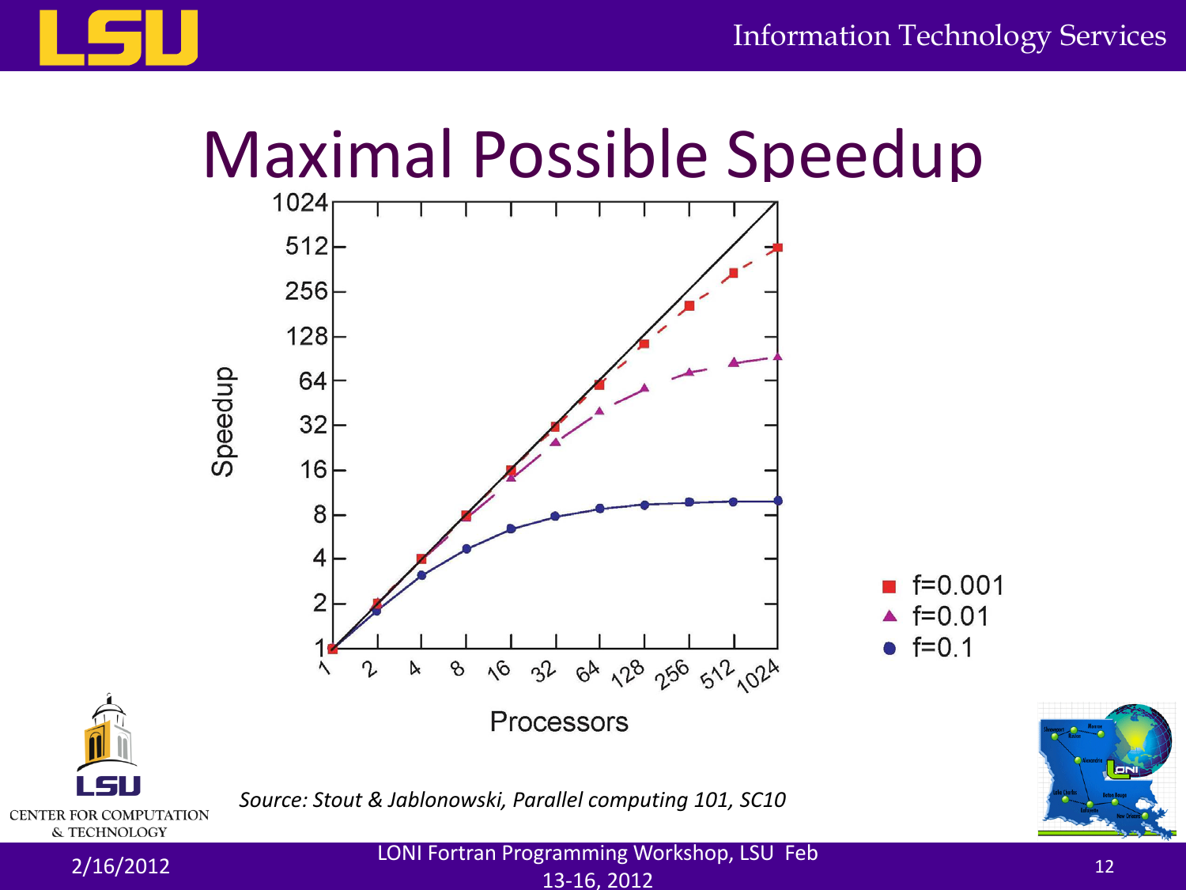# Maximal Possible Speedup

*Source: Stout & Jablonowski, Parallel computing 101, SC10*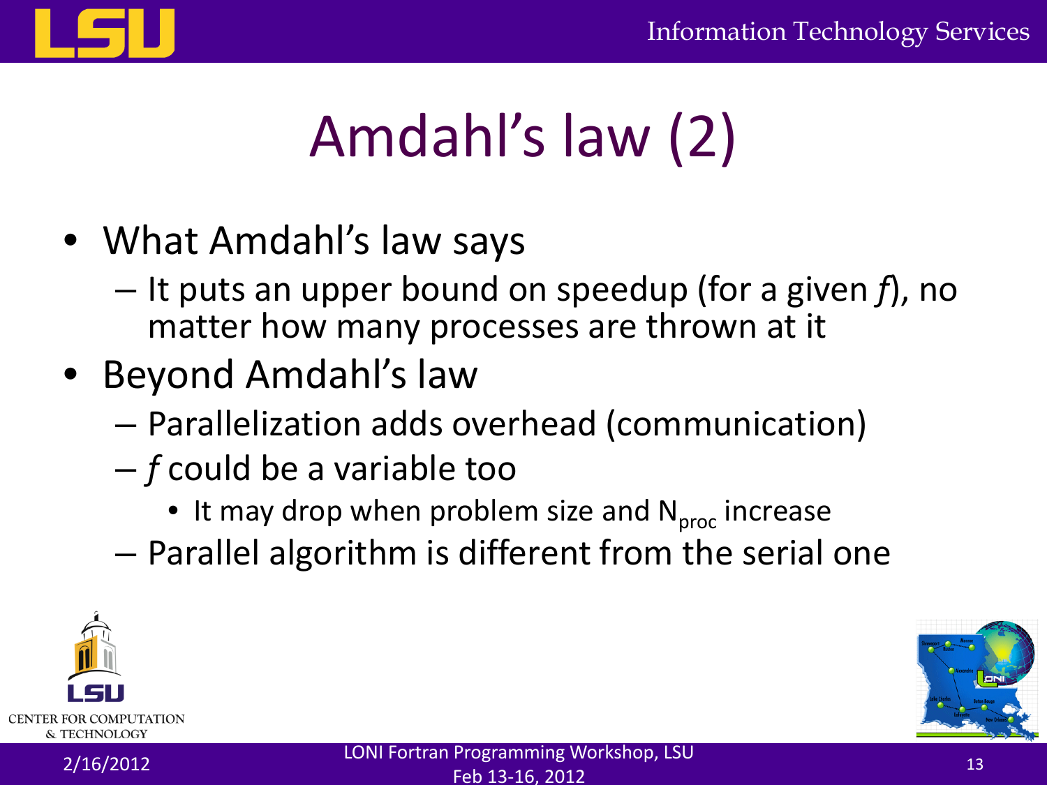# Amdahl's law (2)

- What Amdahl's law says
  - It puts an upper bound on speedup (for a given *f*), no matter how many processes are thrown at it
- Beyond Amdahl's law
  - Parallelization adds overhead (communication)
  - *f* could be a variable too
    - It may drop when problem size and $N_{proc}$ increase
  - Parallel algorithm is different from the serial one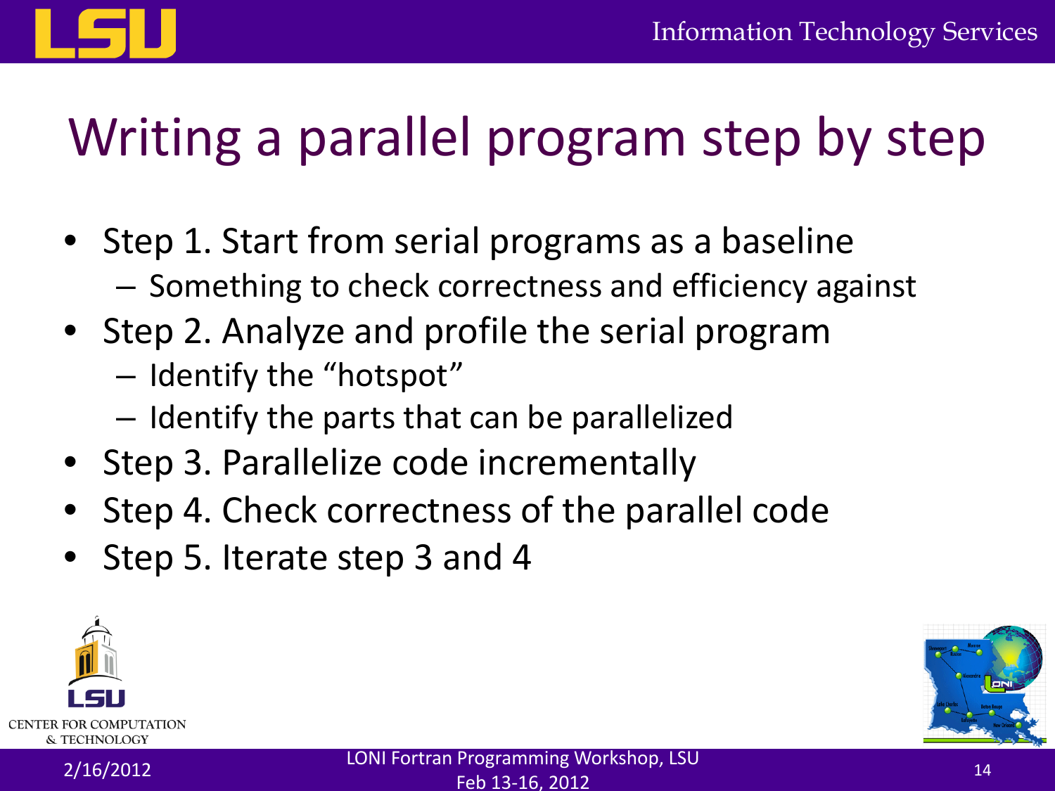# Writing a parallel program step by step

- Step 1. Start from serial programs as a baseline
  - Something to check correctness and efficiency against
- Step 2. Analyze and profile the serial program
  - Identify the “hotspot”
  - Identify the parts that can be parallelized
- Step 3. Parallelize code incrementally
- Step 4. Check correctness of the parallel code
- Step 5. Iterate step 3 and 4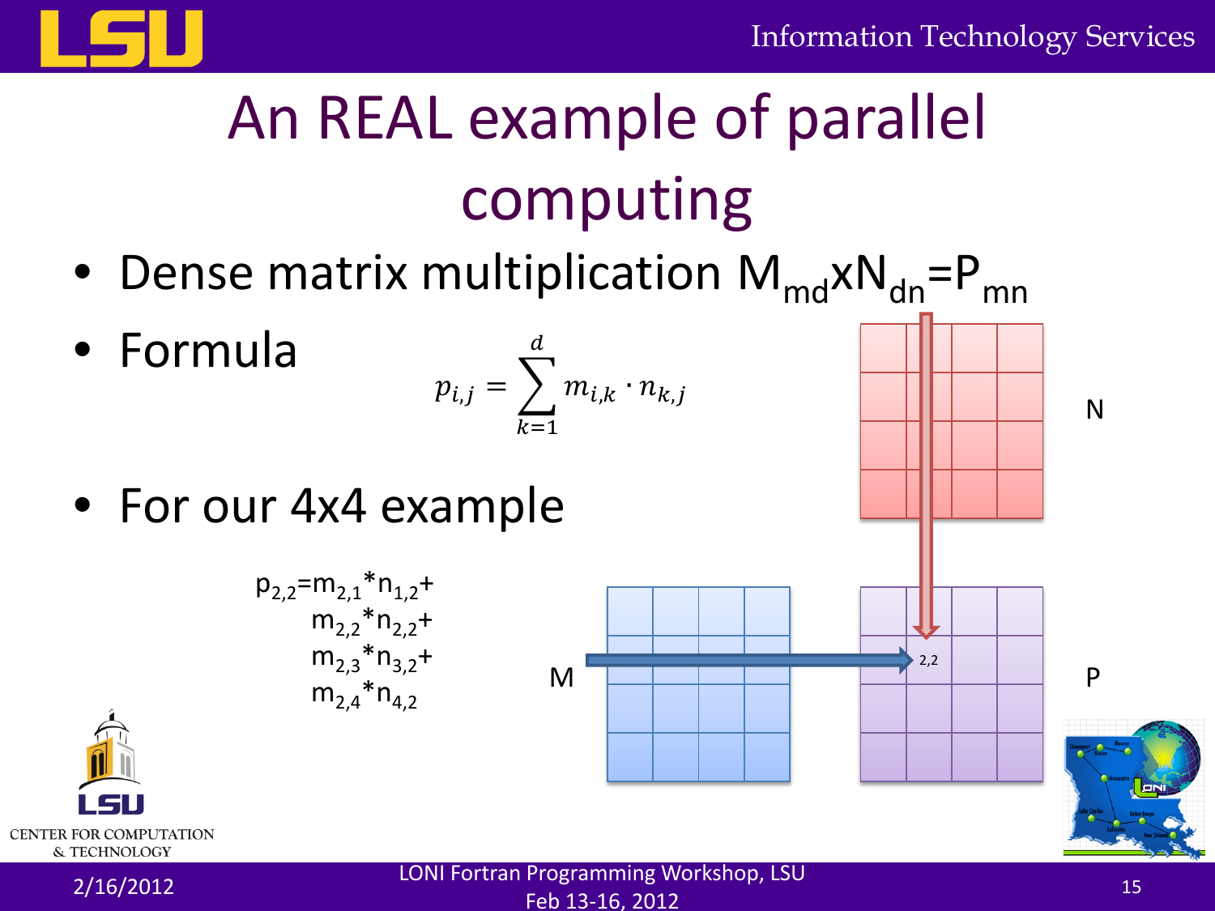# An REAL example of parallel computing

- Dense matrix multiplication $M_{md} \times N_{dn} = P_{mn}$
- Formula

$$p_{i,j} = \sum_{k=1}^{d} m_{i,k} \cdot n_{k,j}$$

- For our 4x4 example

$$
\begin{aligned}
p_{2,2} = \; & m_{2,1} * n_{1,2} + \\
& m_{2,2} * n_{2,2} + \\
& m_{2,3} * n_{3,2} + \\
& m_{2,4} * n_{4,2}
\end{aligned}
$$

N

M

P

2,2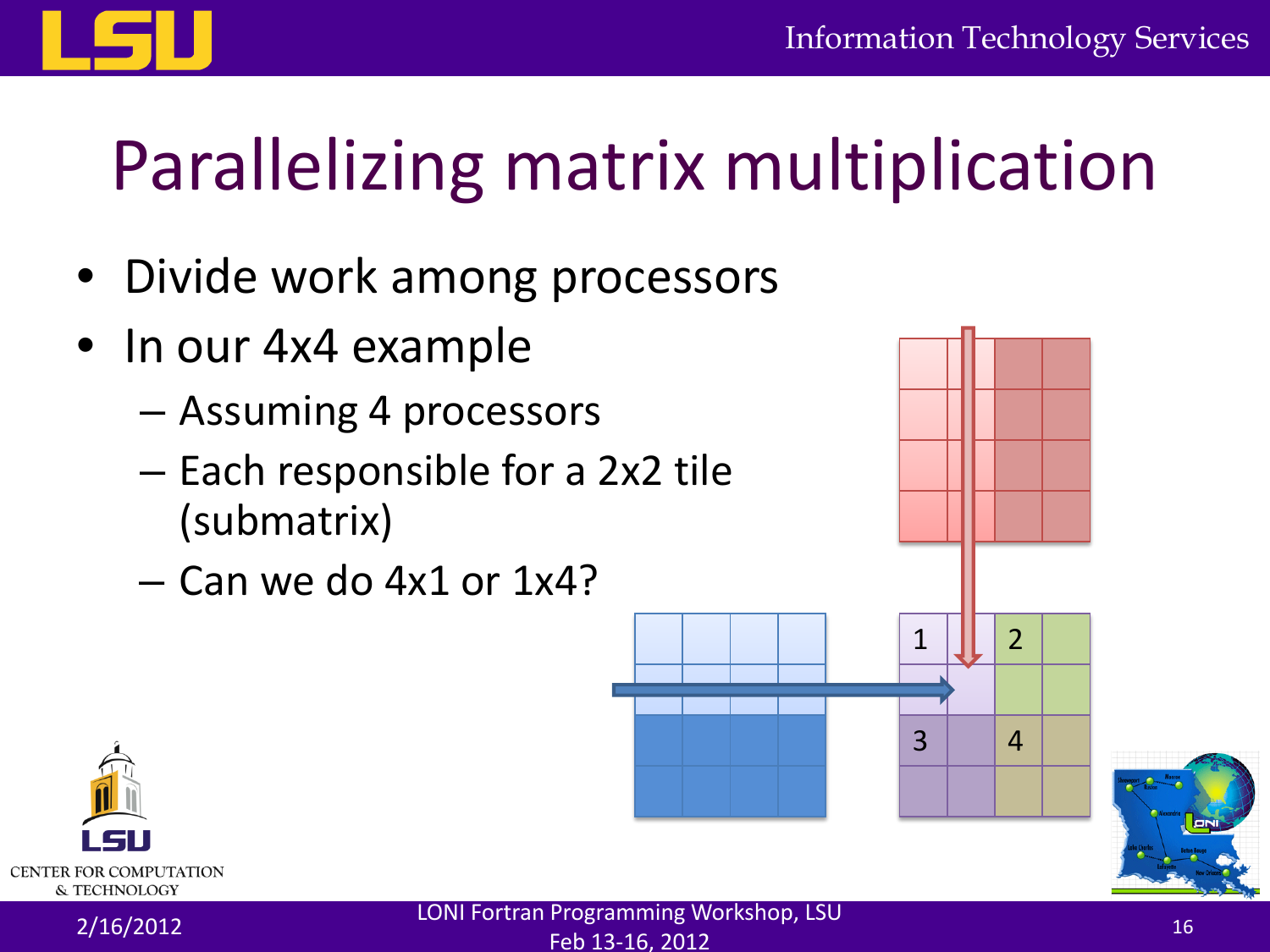# Parallelizing matrix multiplication

- Divide work among processors
- In our 4x4 example
  - Assuming 4 processors
  - Each responsible for a 2x2 tile (submatrix)
  - Can we do 4x1 or 1x4?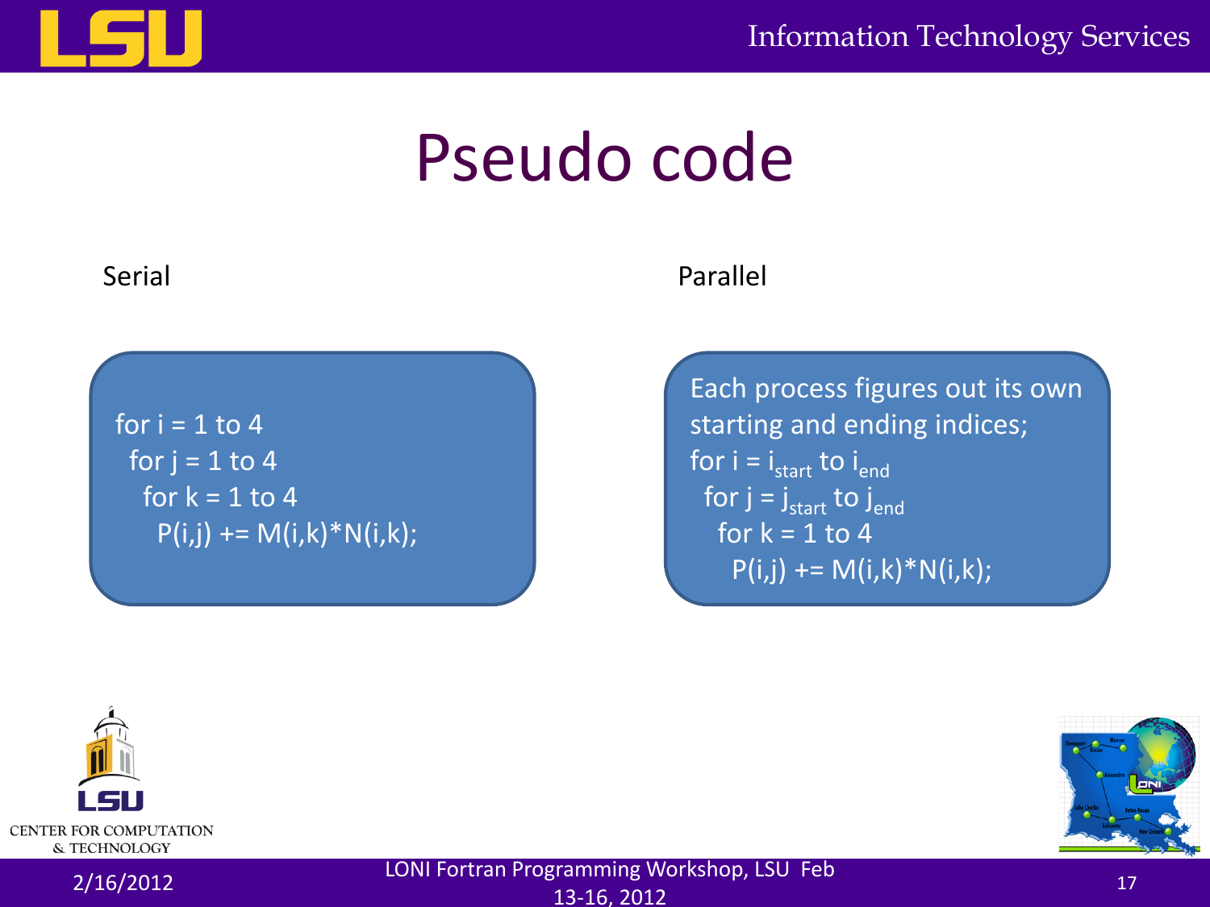# Pseudo code

Serial

```
for i = 1 to 4
  for j = 1 to 4
    for k = 1 to 4
      P(i,j) += M(i,k)*N(i,k);
```

Parallel

Each process figures out its own starting and ending indices;

for i = $i_{start}$ to $i_{end}$
  for j = $j_{start}$ to $j_{end}$
    for k = 1 to 4
      P(i,j) += M(i,k)*N(i,k);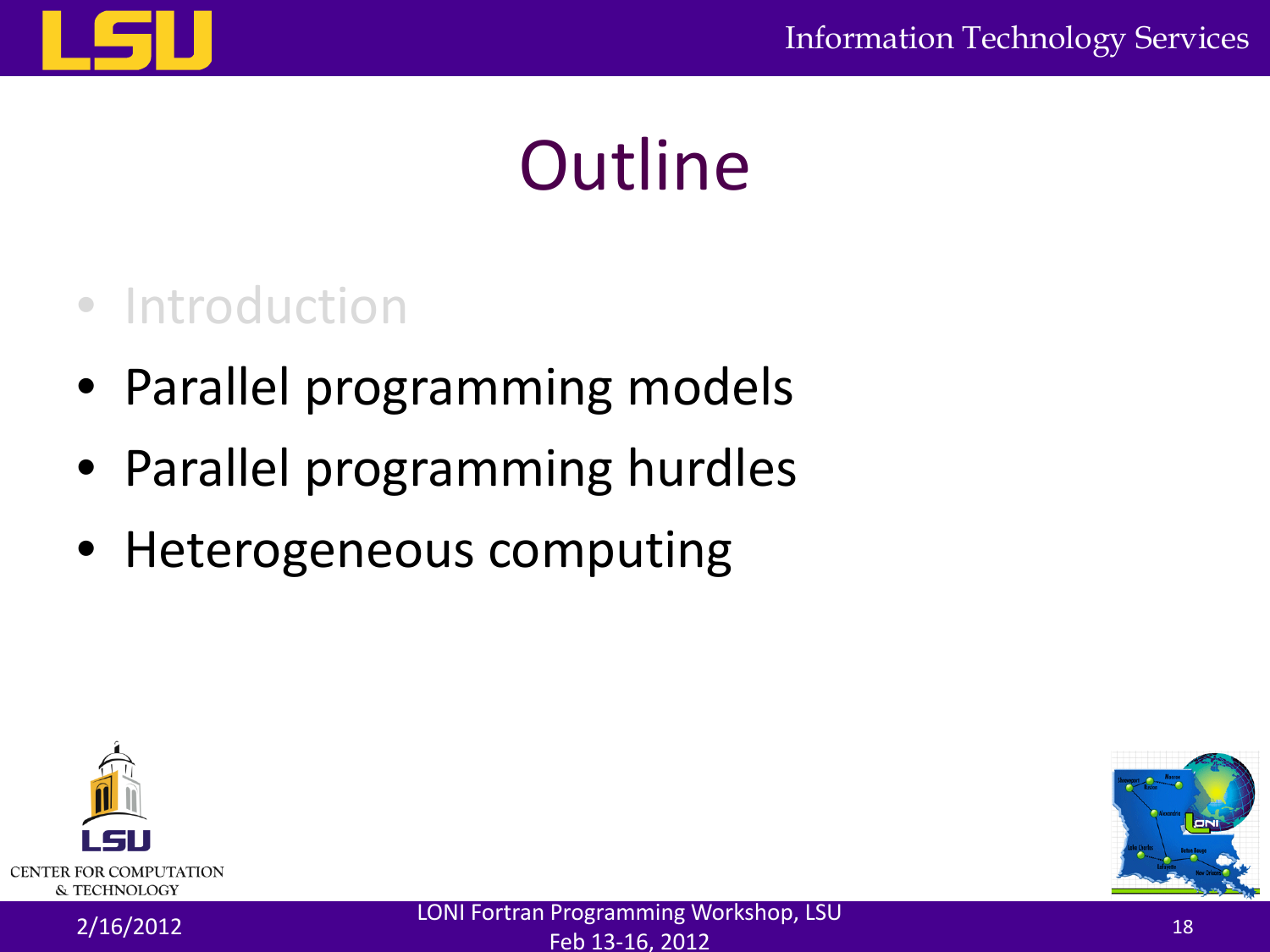# Outline

- Introduction
- Parallel programming models
- Parallel programming hurdles
- Heterogeneous computing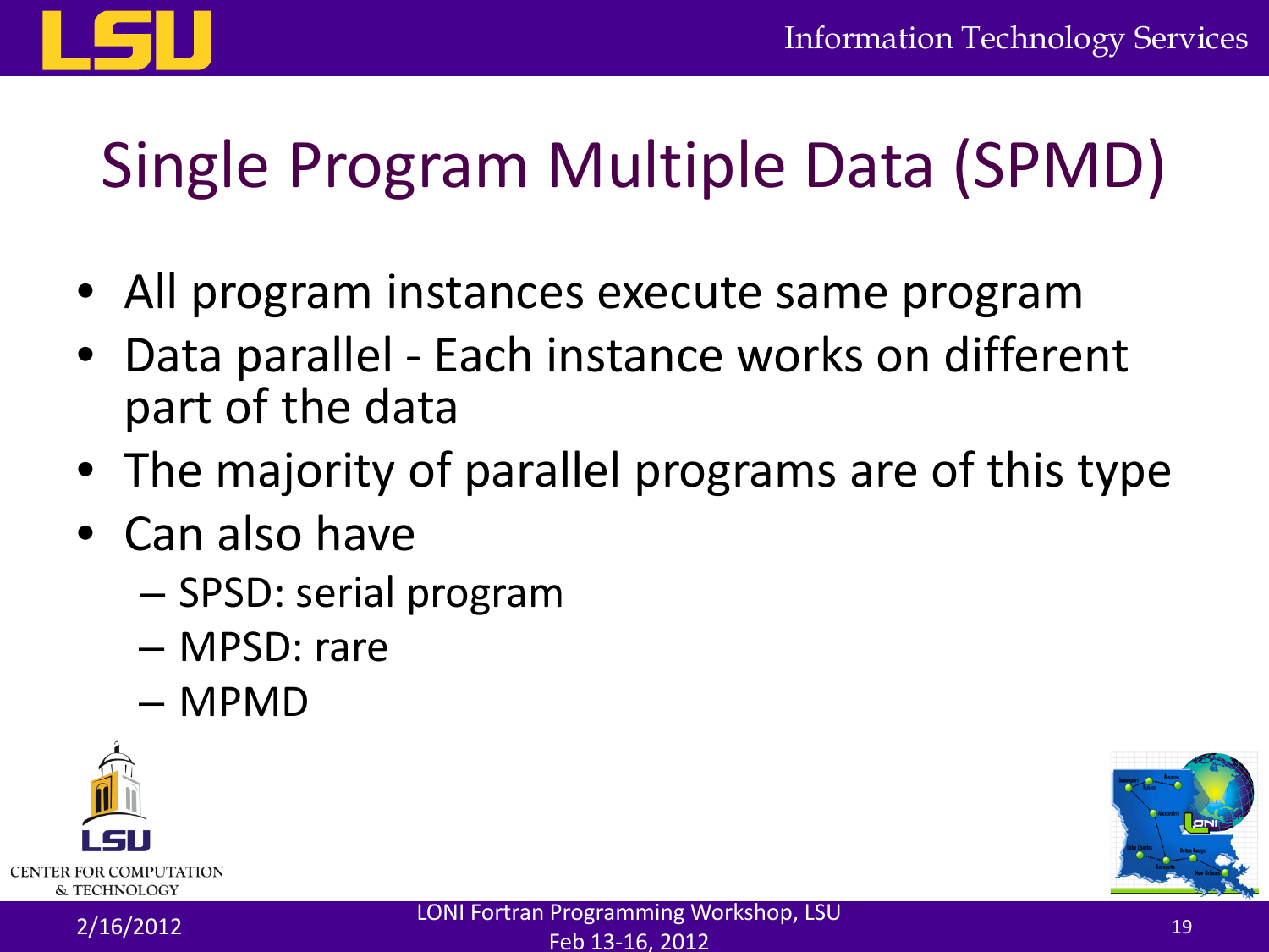# Single Program Multiple Data (SPMD)

- All program instances execute same program
- Data parallel - Each instance works on different part of the data
- The majority of parallel programs are of this type
- Can also have
  - SPSD: serial program
  - MPSD: rare
  - MPMD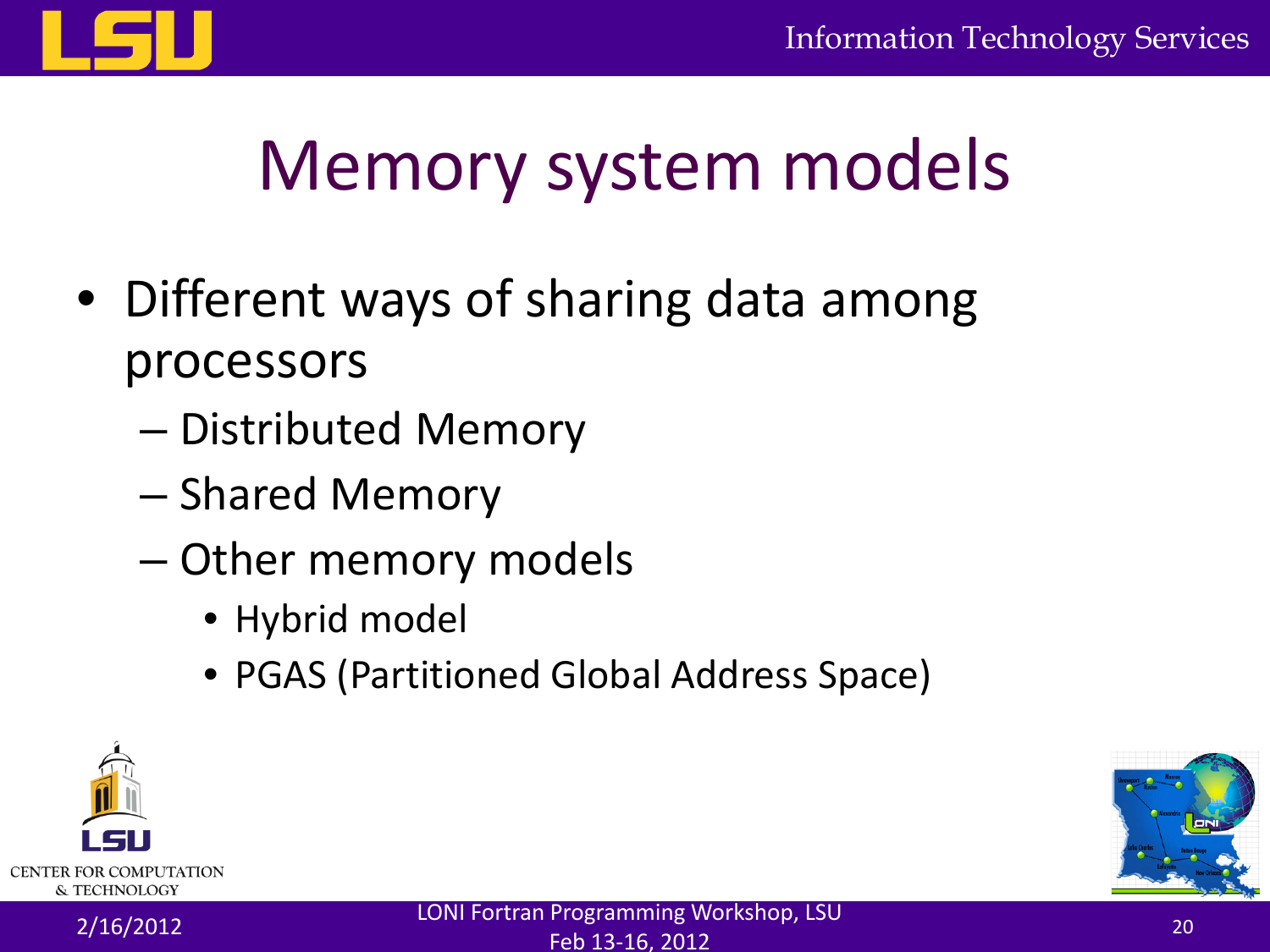# Memory system models

- Different ways of sharing data among processors
  - Distributed Memory
  - Shared Memory
  - Other memory models
    - Hybrid model
    - PGAS (Partitioned Global Address Space)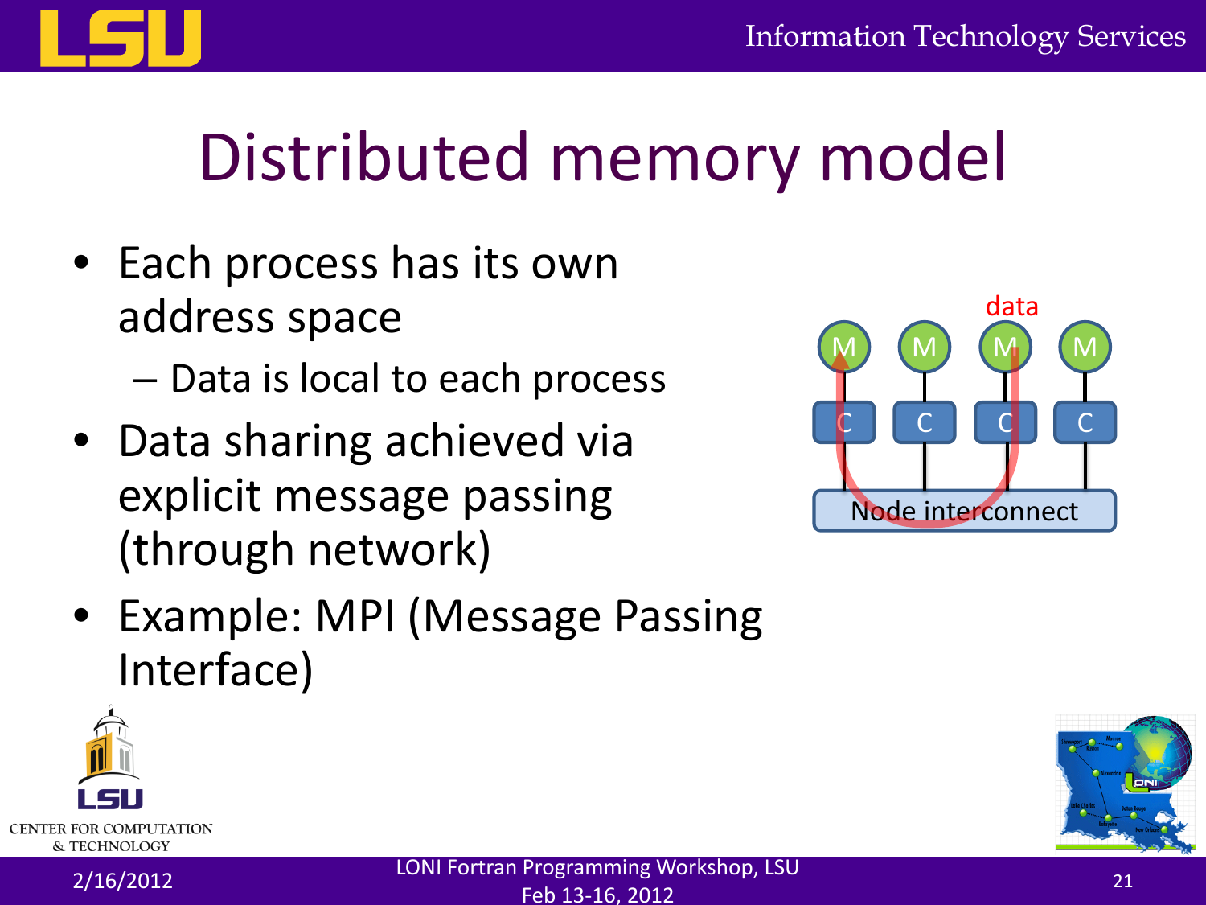# Distributed memory model

- Each process has its own address space
  - Data is local to each process
- Data sharing achieved via explicit message passing (through network)
- Example: MPI (Message Passing Interface)

data

M M M M

C C C C

Node interconnect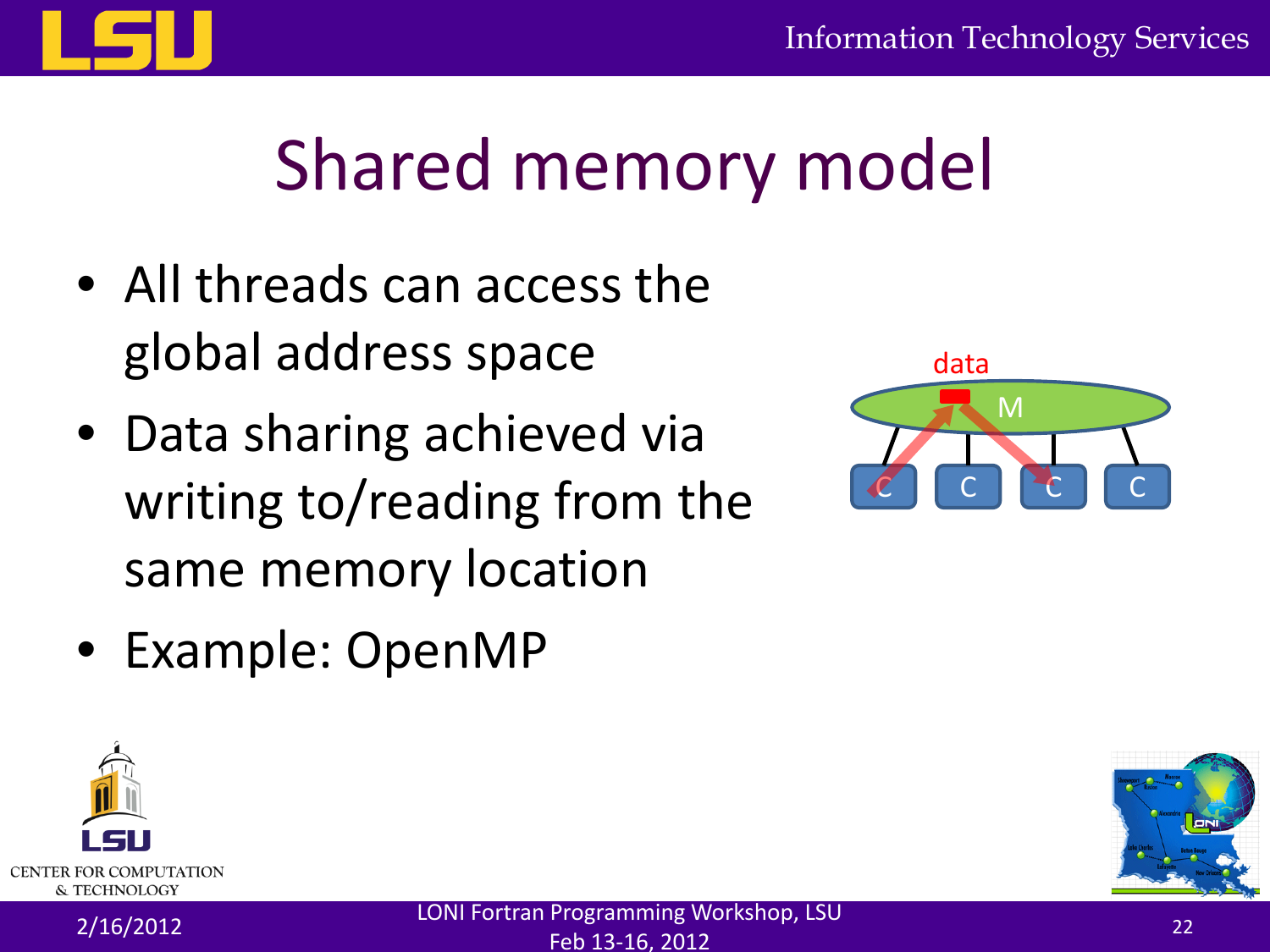# Shared memory model

- All threads can access the global address space
- Data sharing achieved via writing to/reading from the same memory location
- Example: OpenMP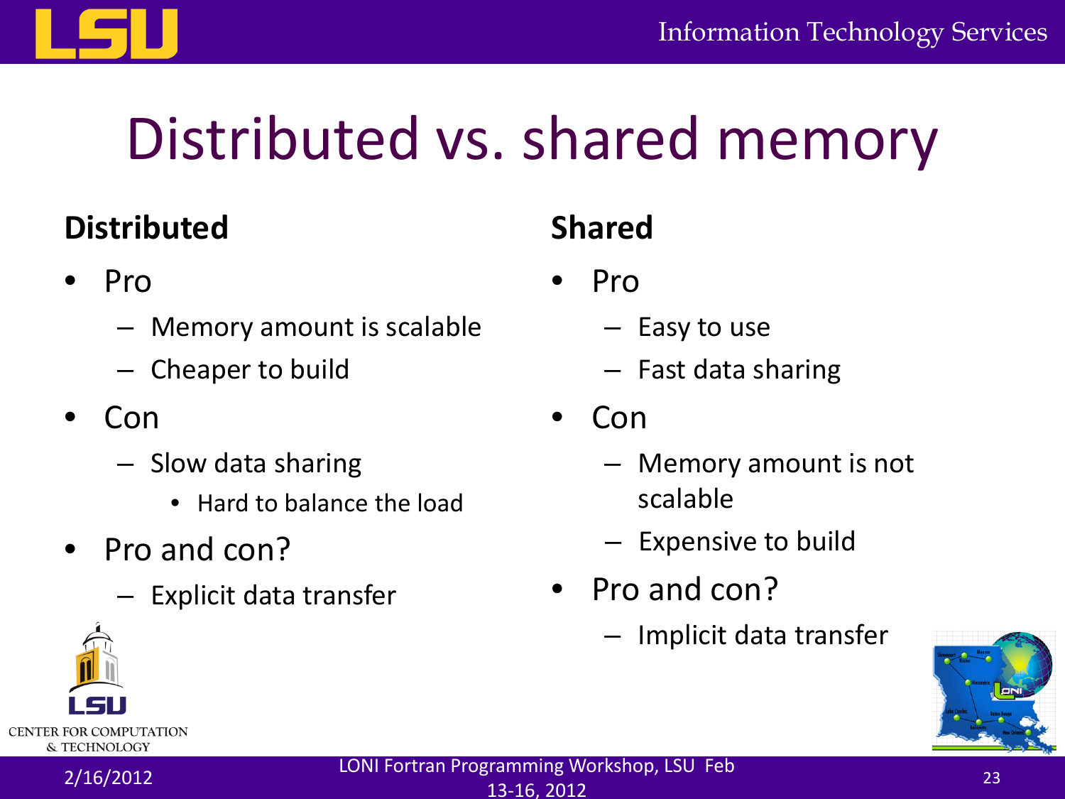# Distributed vs. shared memory

**Distributed**

- Pro
  - Memory amount is scalable
  - Cheaper to build
- Con
  - Slow data sharing
    - Hard to balance the load
- Pro and con?
  - Explicit data transfer

**Shared**

- Pro
  - Easy to use
  - Fast data sharing
- Con
  - Memory amount is not scalable
  - Expensive to build
- Pro and con?
  - Implicit data transfer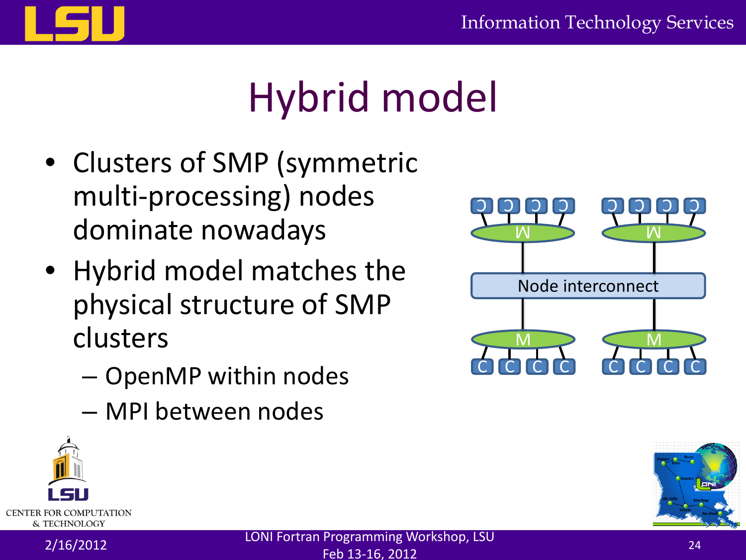# Hybrid model

- Clusters of SMP (symmetric multi-processing) nodes dominate nowadays
- Hybrid model matches the physical structure of SMP clusters
  - OpenMP within nodes
  - MPI between nodes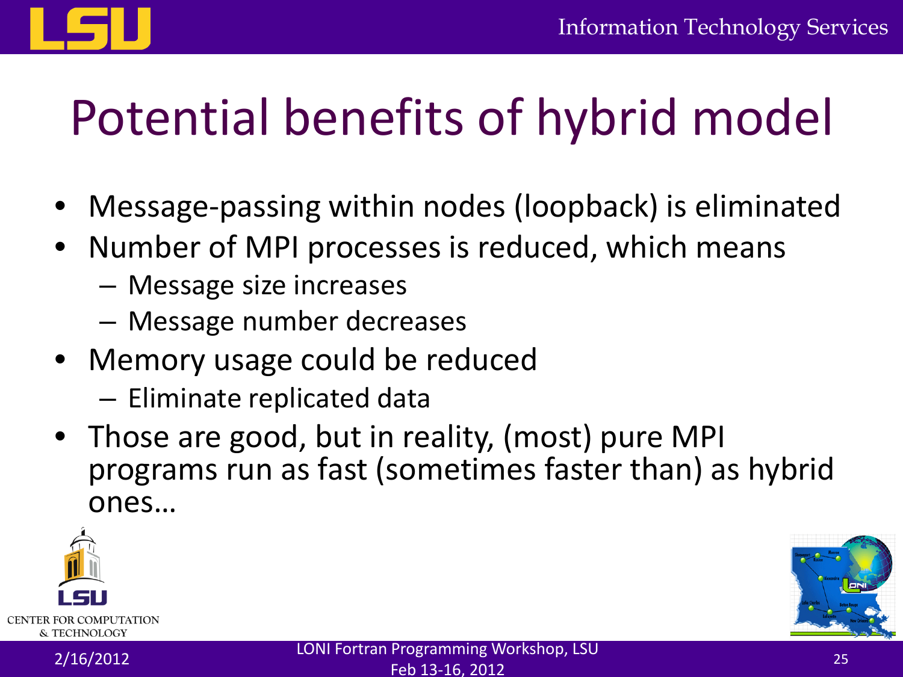# Potential benefits of hybrid model

- Message-passing within nodes (loopback) is eliminated
- Number of MPI processes is reduced, which means
  - Message size increases
  - Message number decreases
- Memory usage could be reduced
  - Eliminate replicated data
- Those are good, but in reality, (most) pure MPI programs run as fast (sometimes faster than) as hybrid ones…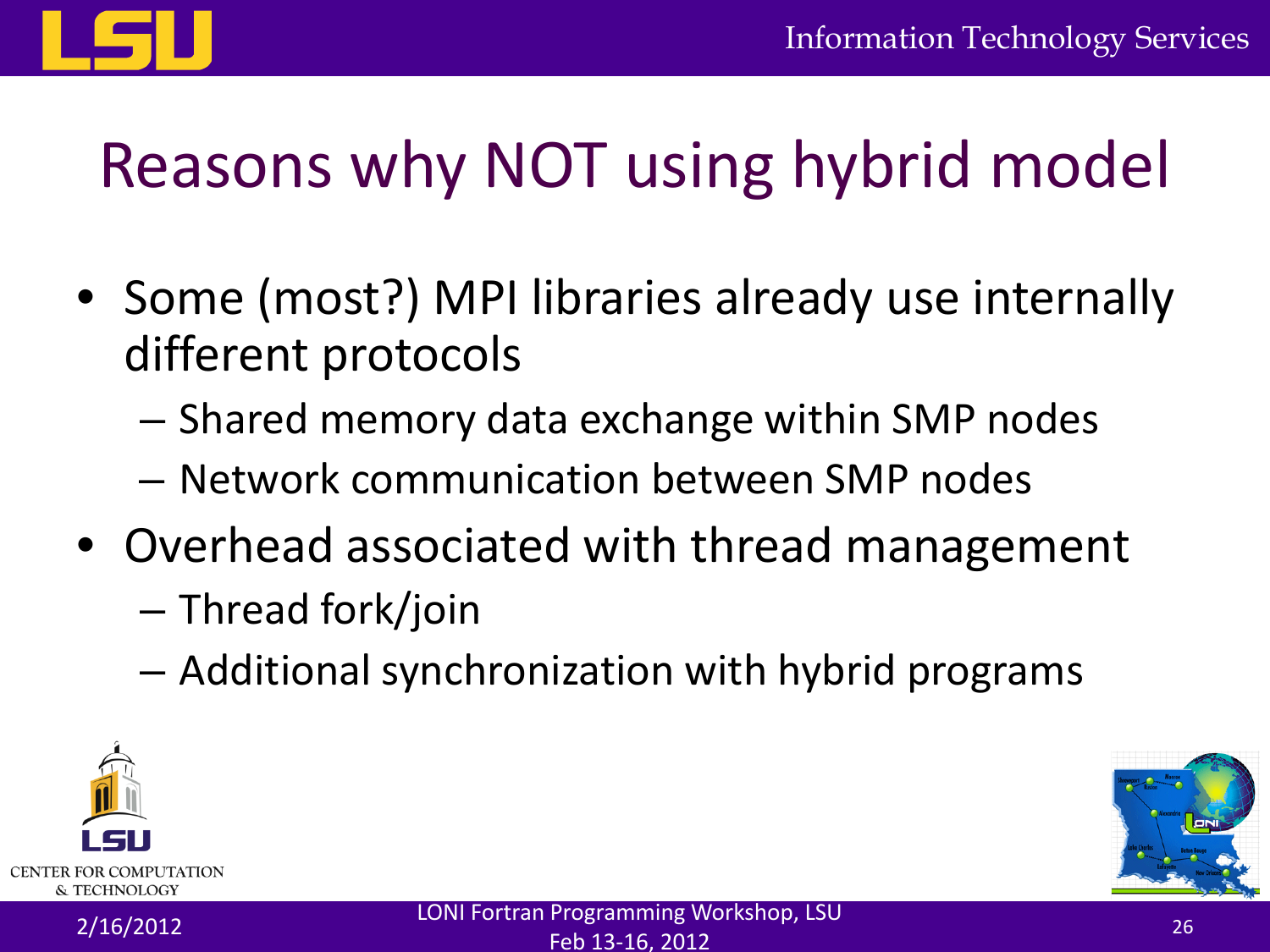# Reasons why NOT using hybrid model

- Some (most?) MPI libraries already use internally different protocols
  - Shared memory data exchange within SMP nodes
  - Network communication between SMP nodes
- Overhead associated with thread management
  - Thread fork/join
  - Additional synchronization with hybrid programs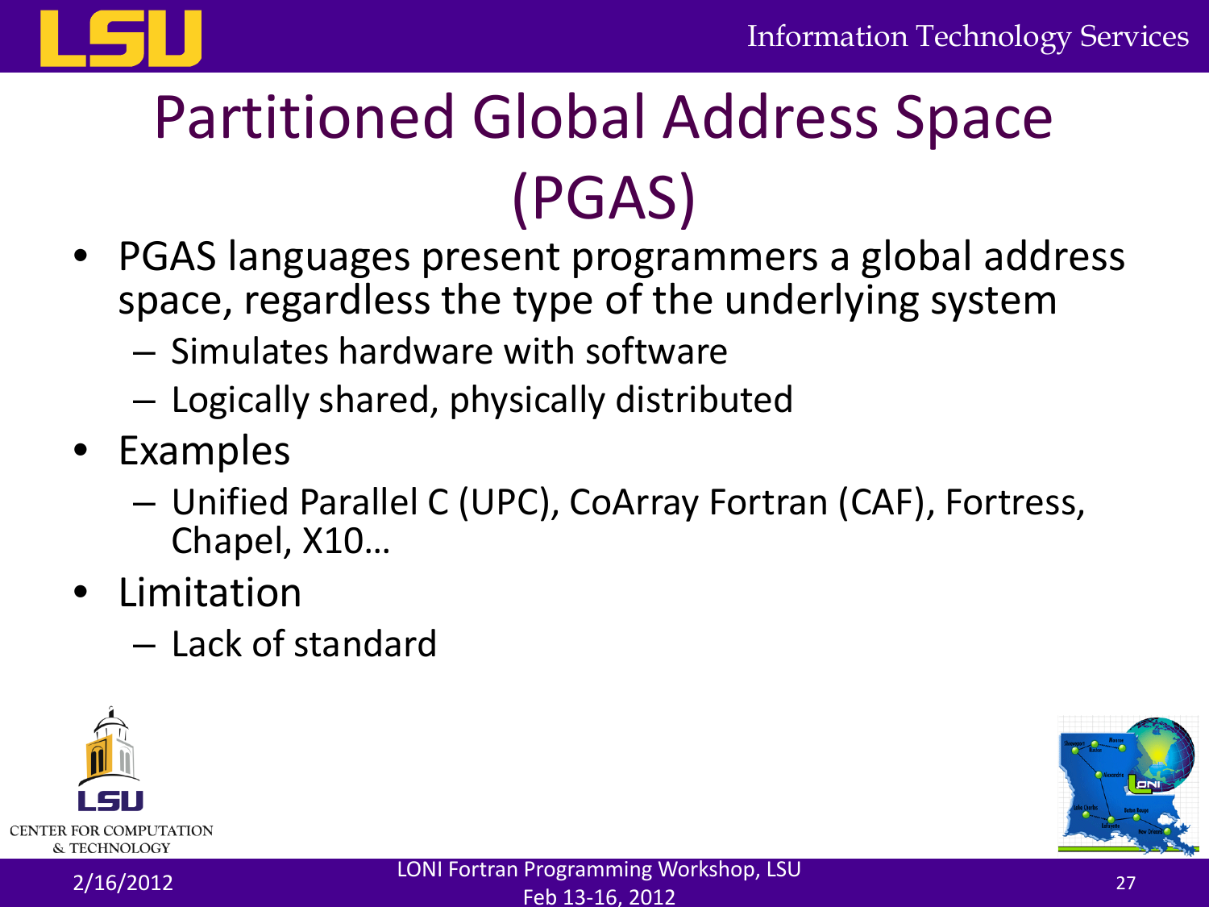# Partitioned Global Address Space (PGAS)

- PGAS languages present programmers a global address space, regardless the type of the underlying system
  - Simulates hardware with software
  - Logically shared, physically distributed
- Examples
  - Unified Parallel C (UPC), CoArray Fortran (CAF), Fortress, Chapel, X10…
- Limitation
  - Lack of standard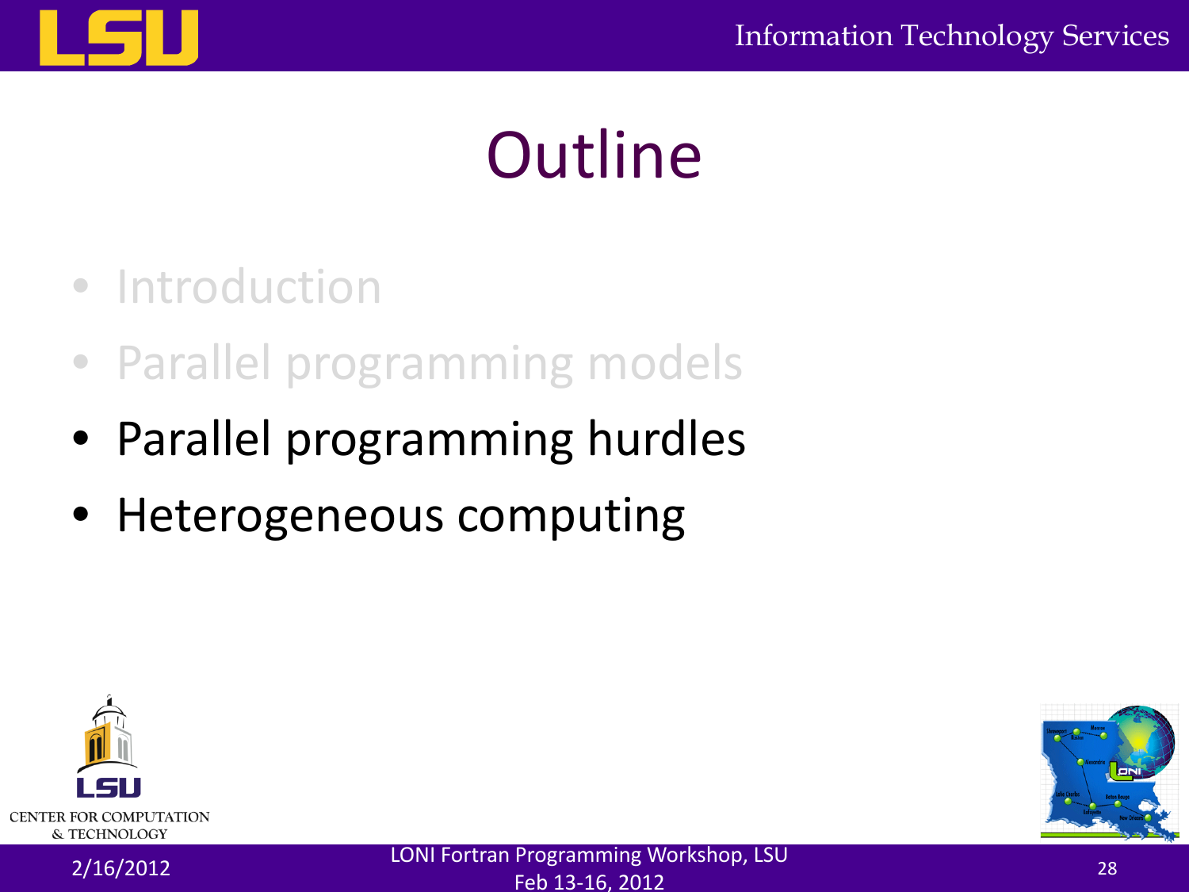# Outline

- Introduction
- Parallel programming models
- Parallel programming hurdles
- Heterogeneous computing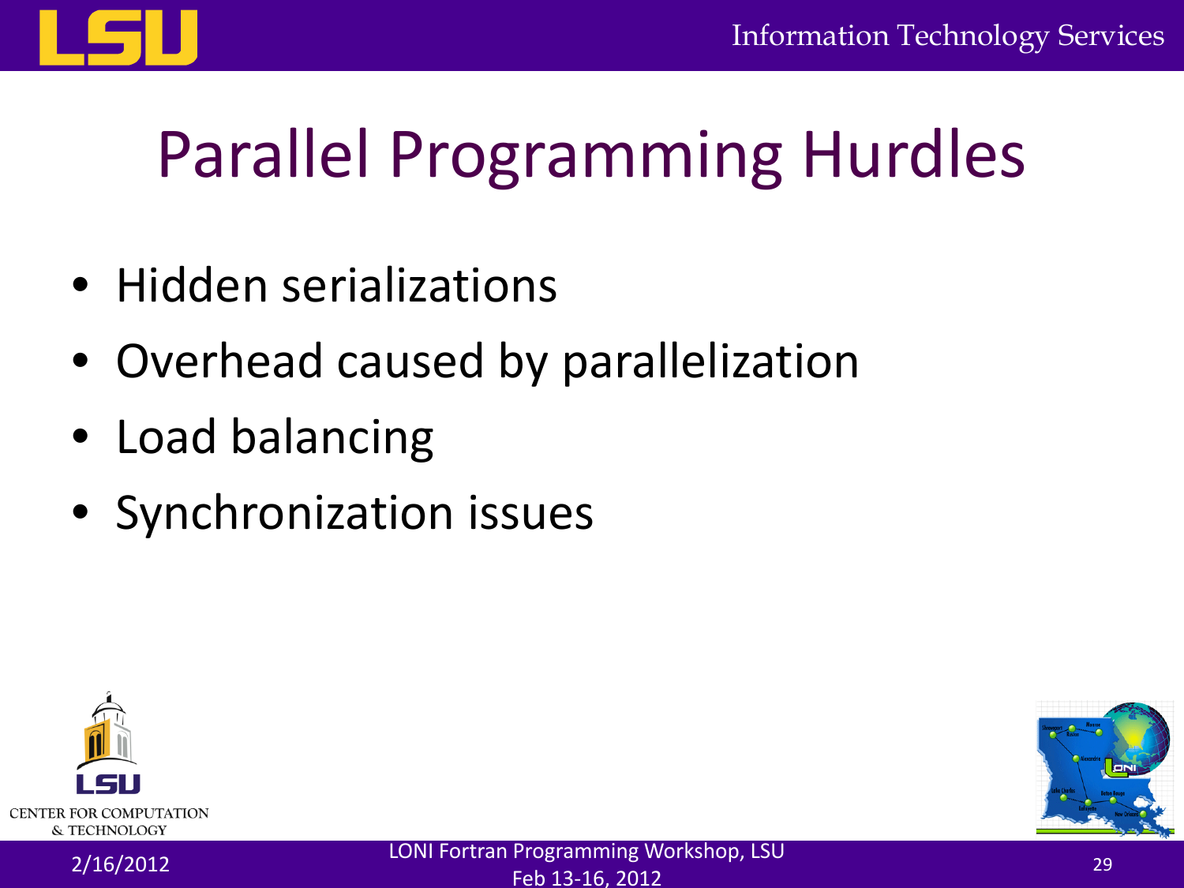# Parallel Programming Hurdles

- Hidden serializations
- Overhead caused by parallelization
- Load balancing
- Synchronization issues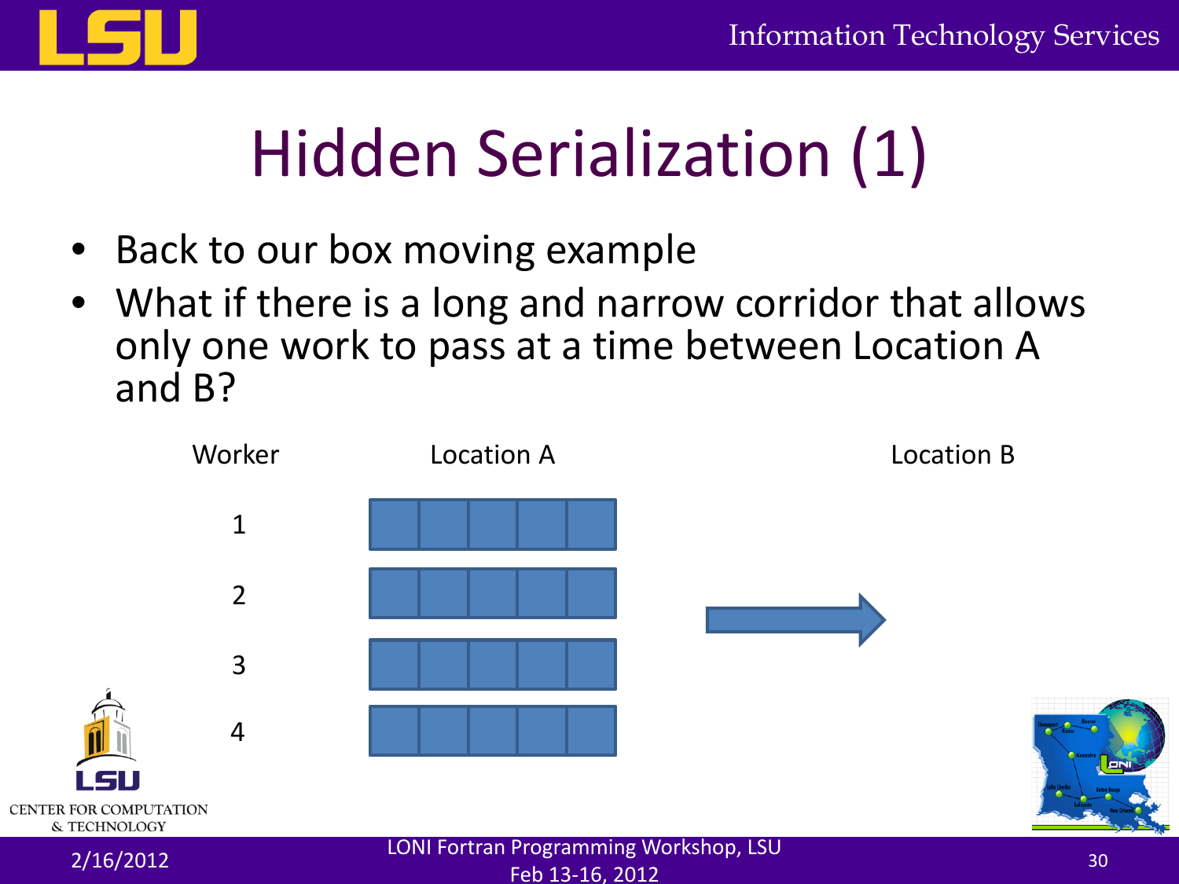# Hidden Serialization (1)

- Back to our box moving example
- What if there is a long and narrow corridor that allows only one work to pass at a time between Location A and B?

Worker | Location A | Location B

1

2

3

4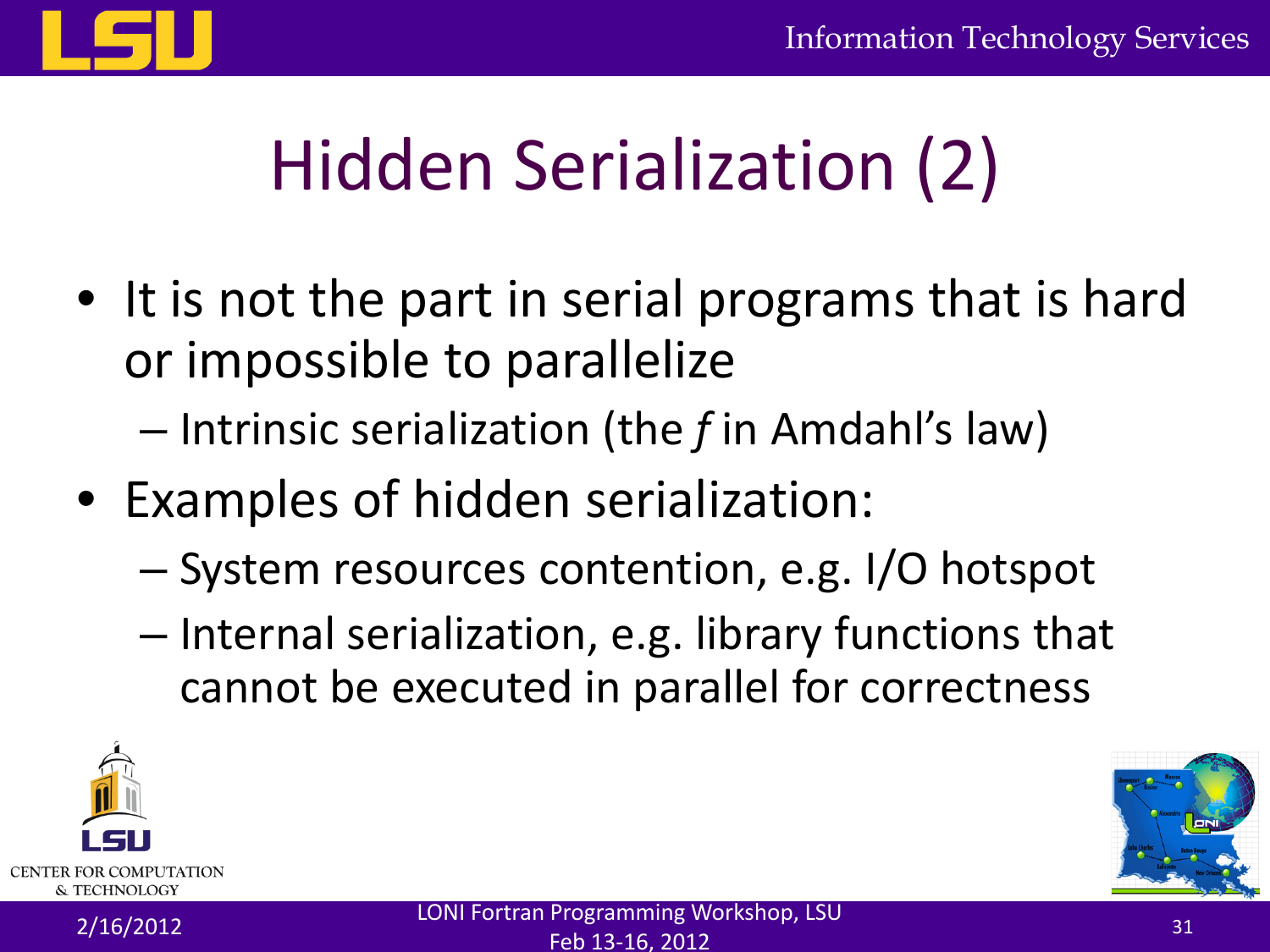# Hidden Serialization (2)

- It is not the part in serial programs that is hard or impossible to parallelize
  - Intrinsic serialization (the *f* in Amdahl's law)
- Examples of hidden serialization:
  - System resources contention, e.g. I/O hotspot
  - Internal serialization, e.g. library functions that cannot be executed in parallel for correctness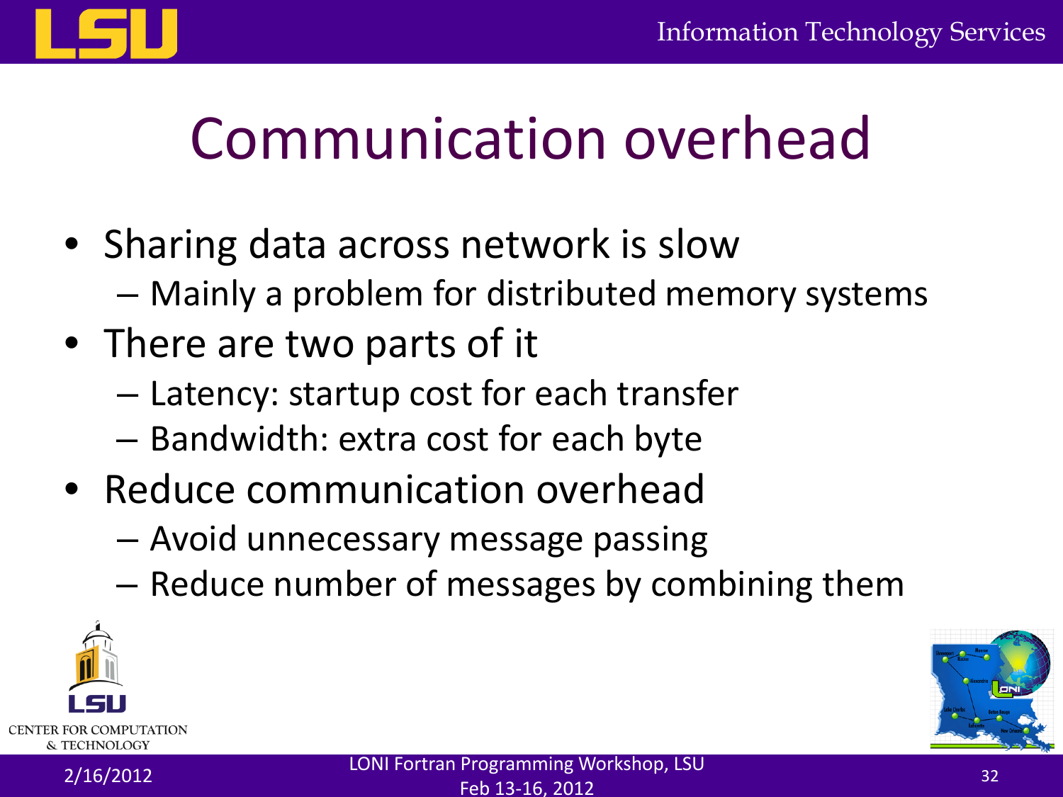# Communication overhead

- Sharing data across network is slow
  - Mainly a problem for distributed memory systems
- There are two parts of it
  - Latency: startup cost for each transfer
  - Bandwidth: extra cost for each byte
- Reduce communication overhead
  - Avoid unnecessary message passing
  - Reduce number of messages by combining them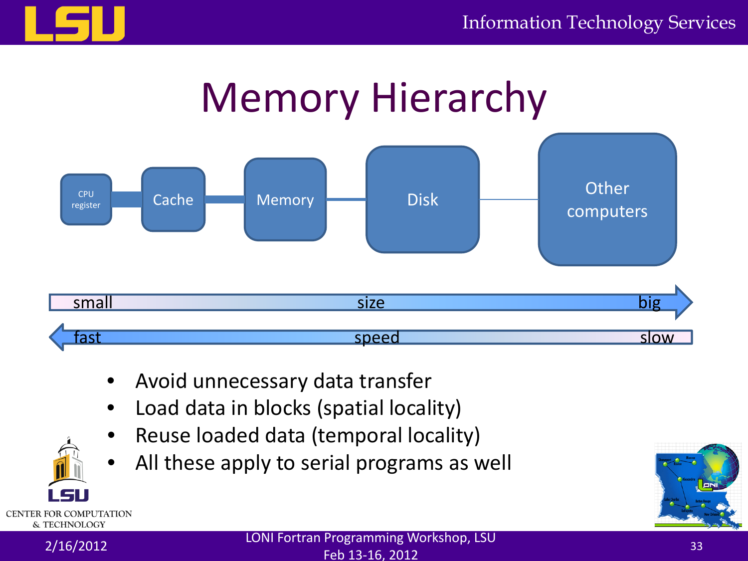# Memory Hierarchy

CPU register — Cache — Memory — Disk — Other computers

small ← size → big

fast ← speed → slow

- Avoid unnecessary data transfer
- Load data in blocks (spatial locality)
- Reuse loaded data (temporal locality)
- All these apply to serial programs as well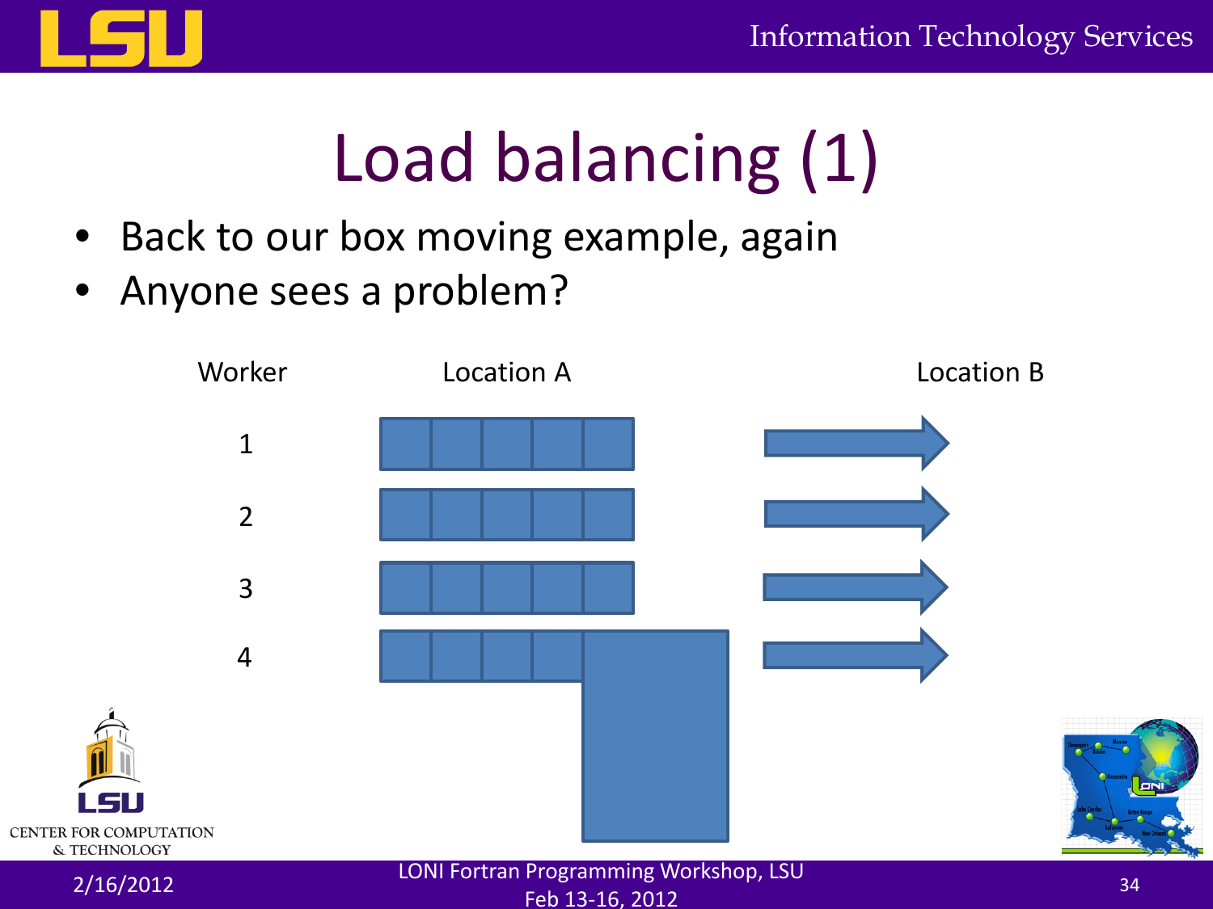# Load balancing (1)

- Back to our box moving example, again
- Anyone sees a problem?

Worker | Location A | Location B

1
2
3
4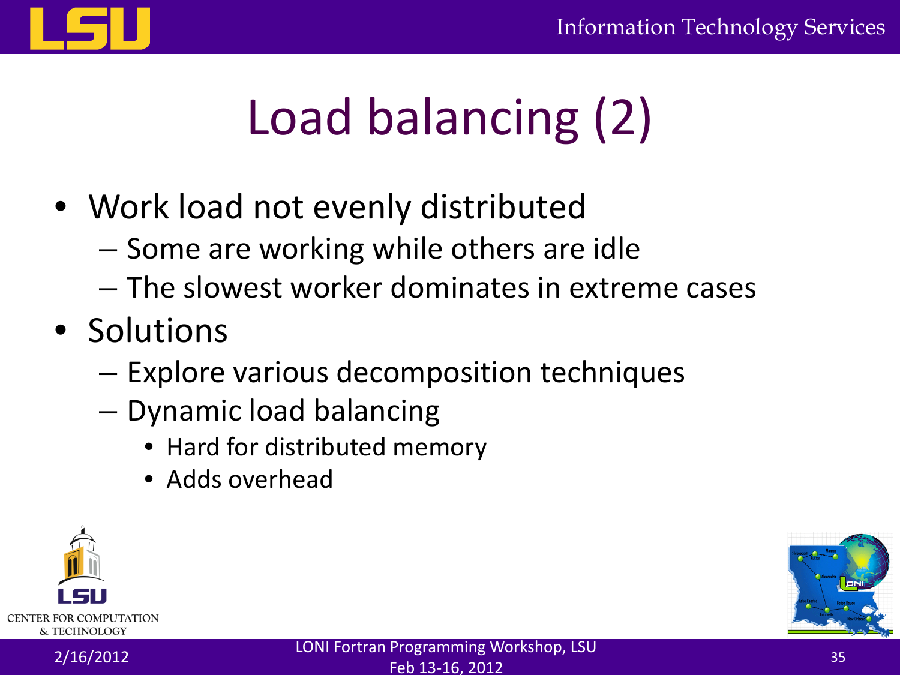# Load balancing (2)

- Work load not evenly distributed
  - Some are working while others are idle
  - The slowest worker dominates in extreme cases
- Solutions
  - Explore various decomposition techniques
  - Dynamic load balancing
    - Hard for distributed memory
    - Adds overhead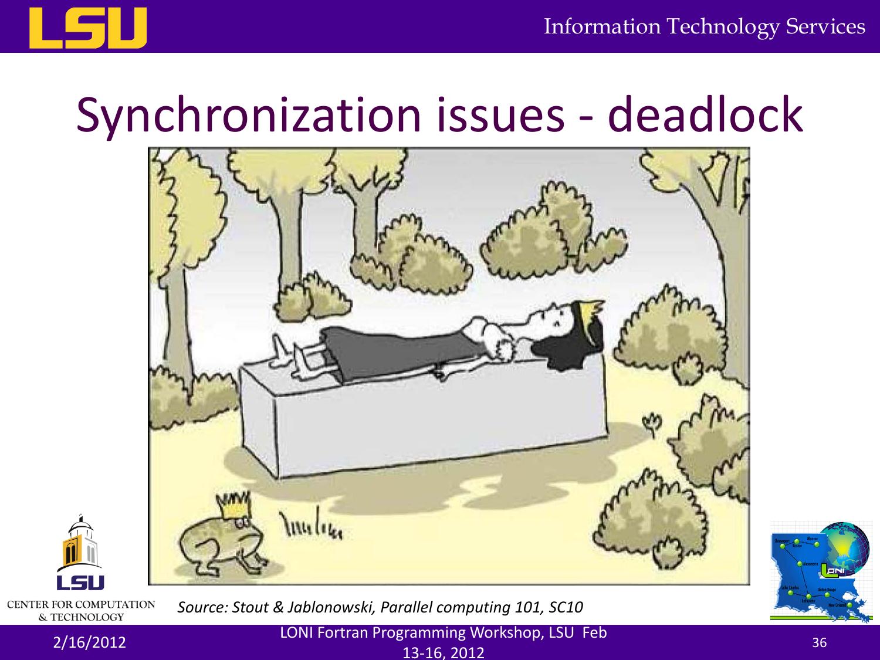# Synchronization issues - deadlock

*Source: Stout & Jablonowski, Parallel computing 101, SC10*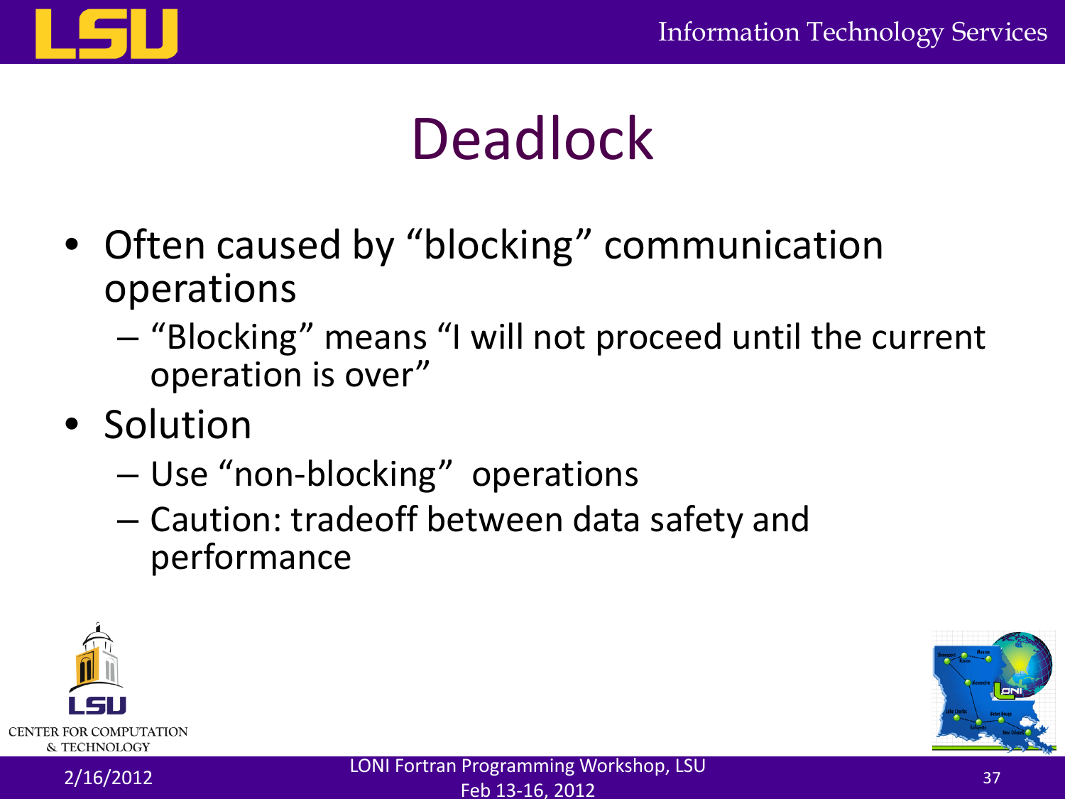# Deadlock

- Often caused by "blocking" communication operations
  - "Blocking" means "I will not proceed until the current operation is over"
- Solution
  - Use "non-blocking" operations
  - Caution: tradeoff between data safety and performance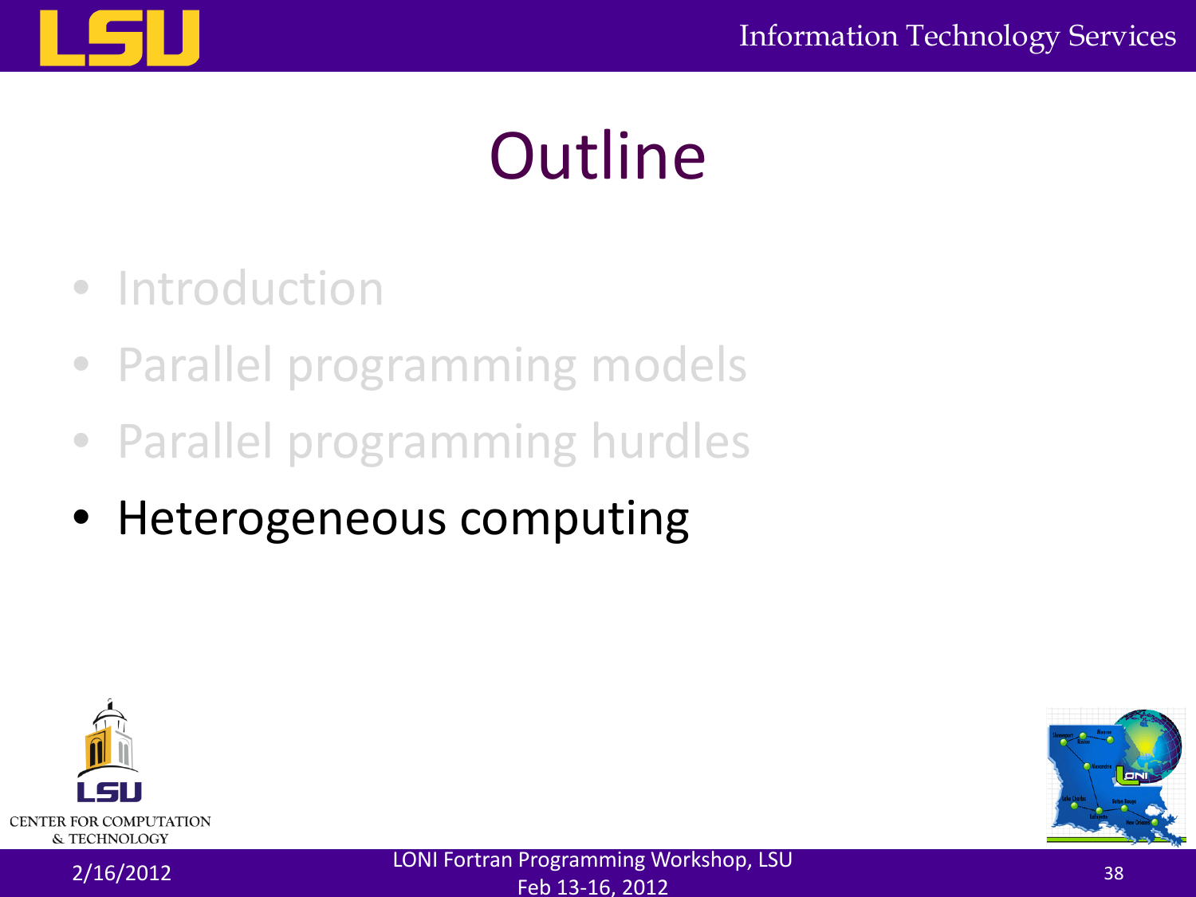# Outline

- Introduction
- Parallel programming models
- Parallel programming hurdles
- Heterogeneous computing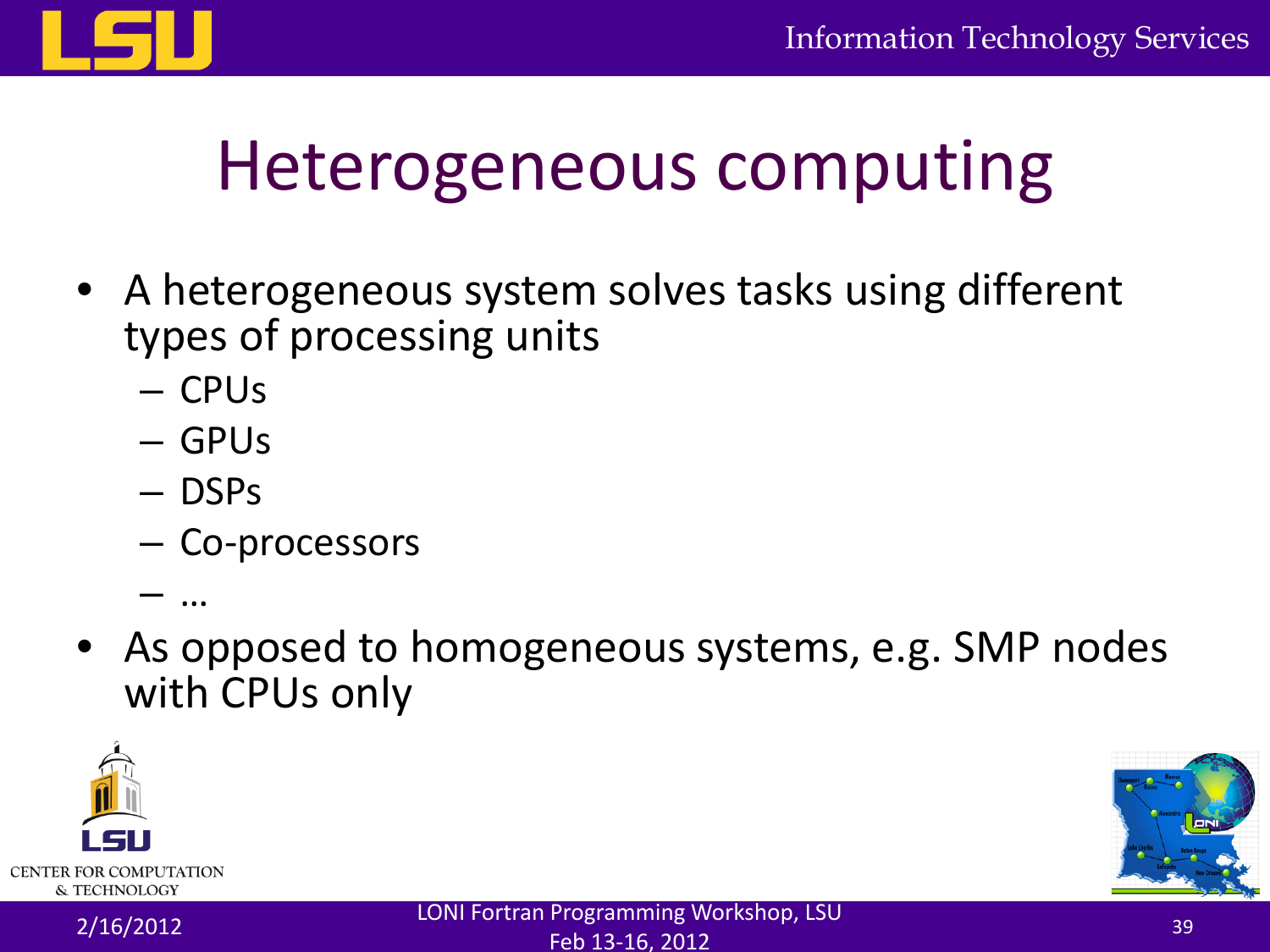# Heterogeneous computing

- A heterogeneous system solves tasks using different types of processing units
  - CPUs
  - GPUs
  - DSPs
  - Co-processors
  - …
- As opposed to homogeneous systems, e.g. SMP nodes with CPUs only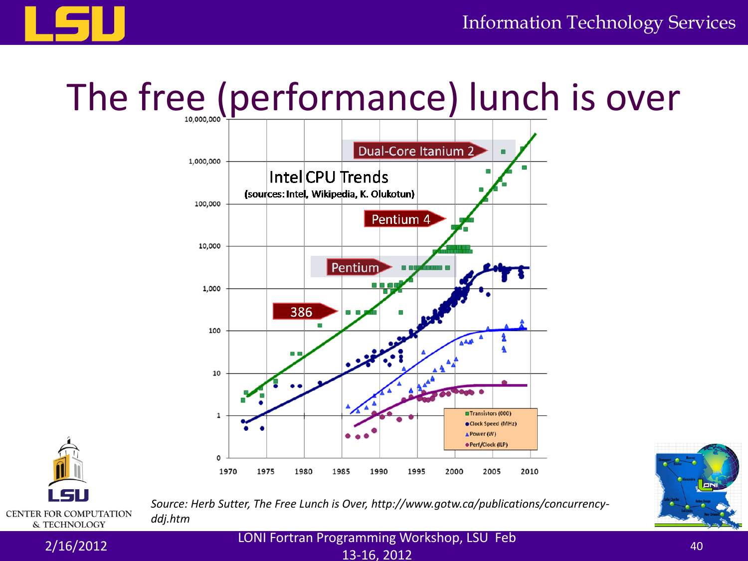# The free (performance) lunch is over

Intel CPU Trends
(sources: Intel, Wikipedia, K. Olukotun)

- Dual-Core Itanium 2
- Pentium 4
- Pentium
- 386

Legend:
- Transistors (000)
- Clock Speed (MHz)
- Power (W)
- Perf/Clock (ILP)

Y-axis: 0, 1, 10, 100, 1,000, 10,000, 100,000, 1,000,000, 10,000,000

X-axis: 1970, 1975, 1980, 1985, 1990, 1995, 2000, 2005, 2010

*Source: Herb Sutter, The Free Lunch is Over, http://www.gotw.ca/publications/concurrency-ddj.htm*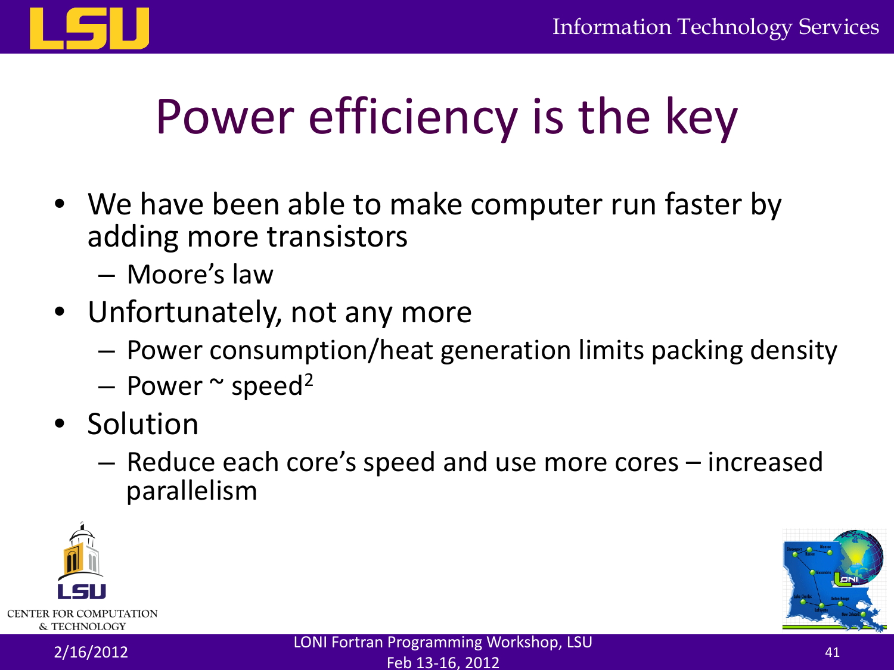# Power efficiency is the key

- We have been able to make computer run faster by adding more transistors
  - Moore's law
- Unfortunately, not any more
  - Power consumption/heat generation limits packing density
  - Power ~ $speed^2$
- Solution
  - Reduce each core's speed and use more cores – increased parallelism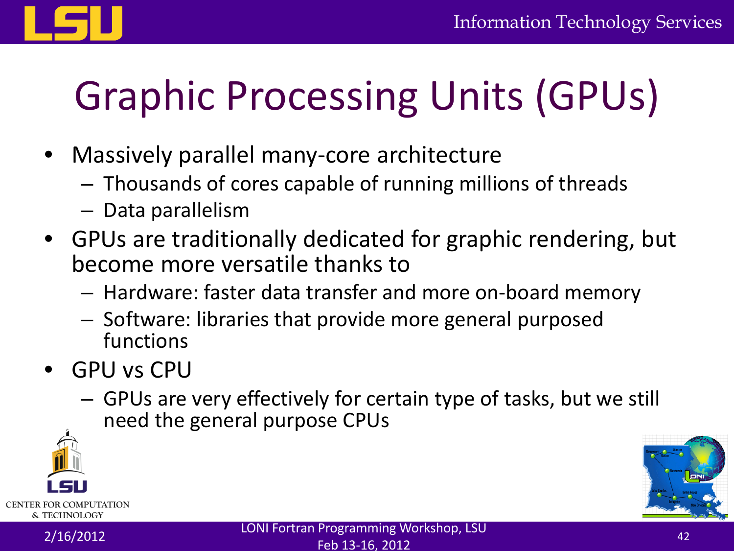# Graphic Processing Units (GPUs)

- Massively parallel many-core architecture
  - Thousands of cores capable of running millions of threads
  - Data parallelism
- GPUs are traditionally dedicated for graphic rendering, but become more versatile thanks to
  - Hardware: faster data transfer and more on-board memory
  - Software: libraries that provide more general purposed functions
- GPU vs CPU
  - GPUs are very effectively for certain type of tasks, but we still need the general purpose CPUs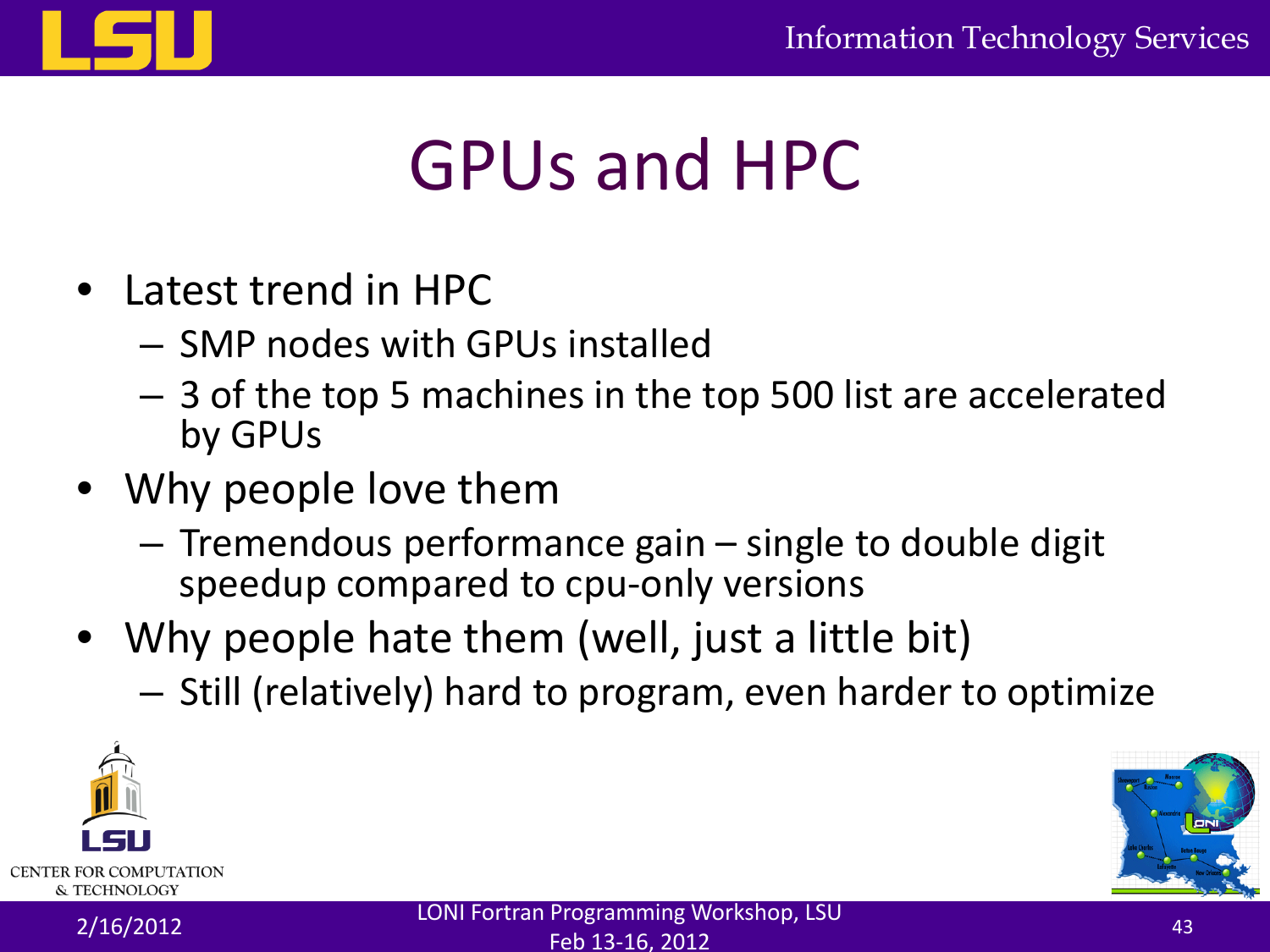# GPUs and HPC

- Latest trend in HPC
  - SMP nodes with GPUs installed
  - 3 of the top 5 machines in the top 500 list are accelerated by GPUs
- Why people love them
  - Tremendous performance gain – single to double digit speedup compared to cpu-only versions
- Why people hate them (well, just a little bit)
  - Still (relatively) hard to program, even harder to optimize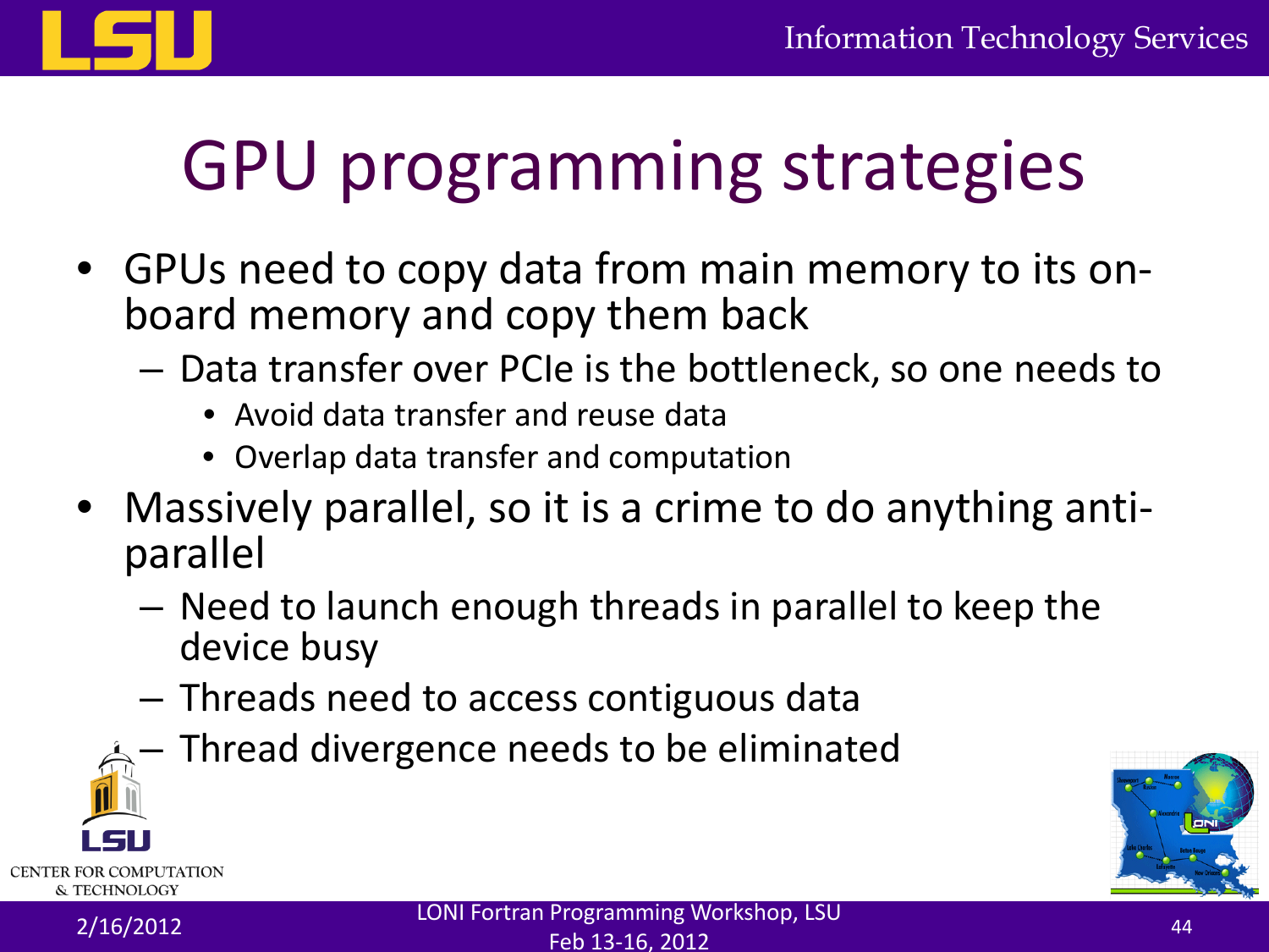# GPU programming strategies

- GPUs need to copy data from main memory to its on-board memory and copy them back
  - Data transfer over PCIe is the bottleneck, so one needs to
    - Avoid data transfer and reuse data
    - Overlap data transfer and computation
- Massively parallel, so it is a crime to do anything anti-parallel
  - Need to launch enough threads in parallel to keep the device busy
  - Threads need to access contiguous data
  - Thread divergence needs to be eliminated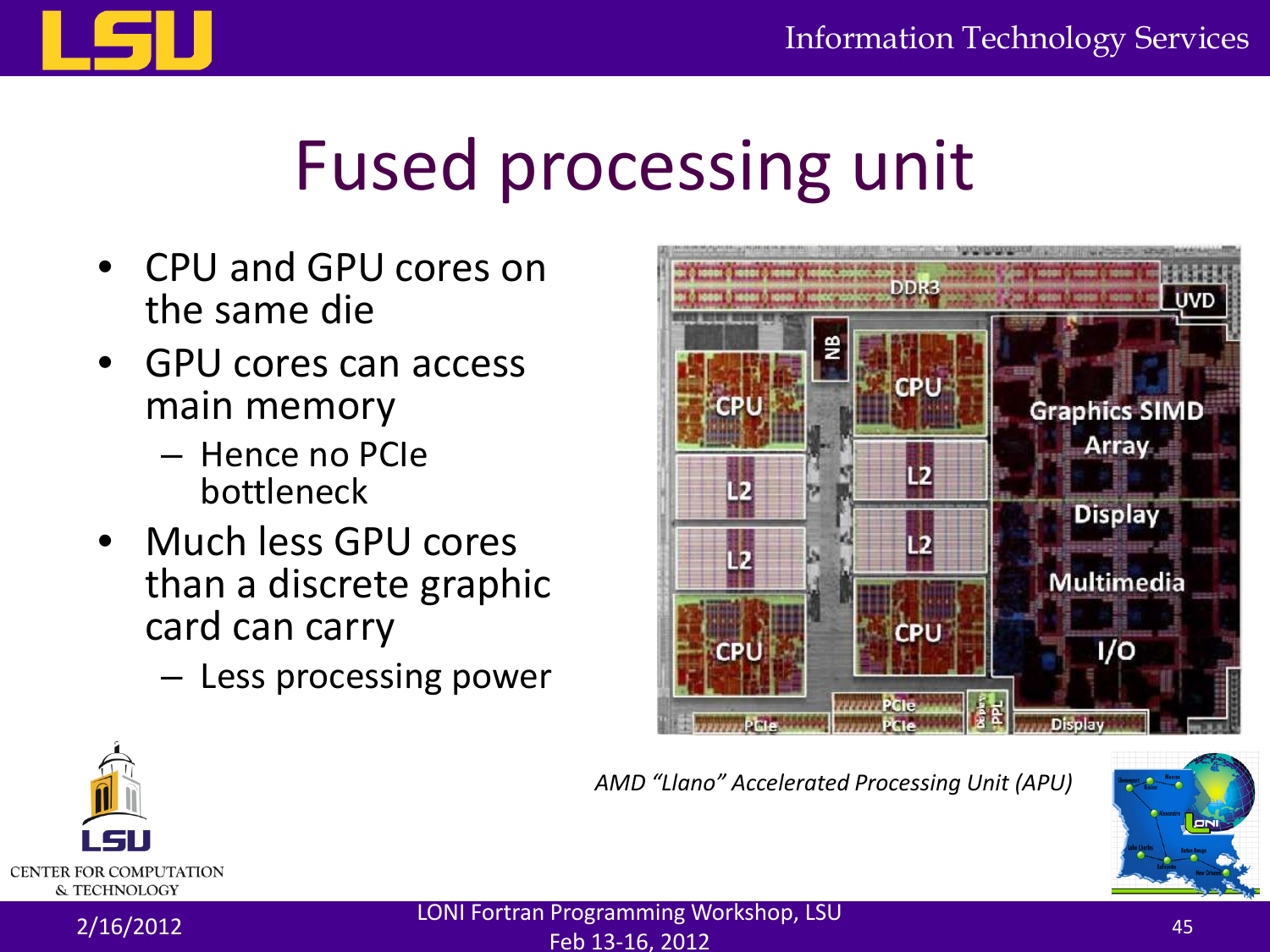# Fused processing unit

- CPU and GPU cores on the same die
- GPU cores can access main memory
  - Hence no PCIe bottleneck
- Much less GPU cores than a discrete graphic card can carry
  - Less processing power

*AMD "Llano" Accelerated Processing Unit (APU)*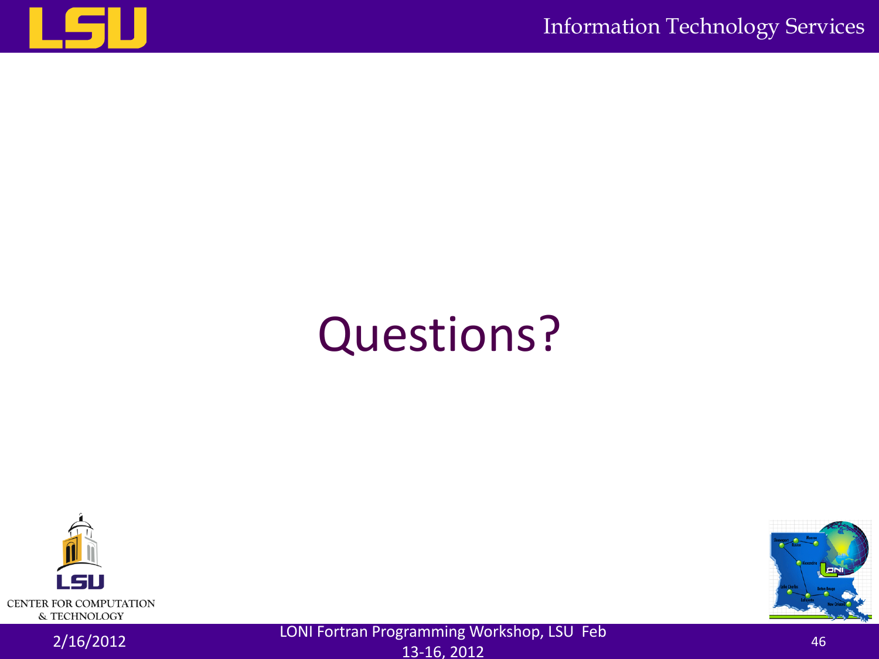# Questions?